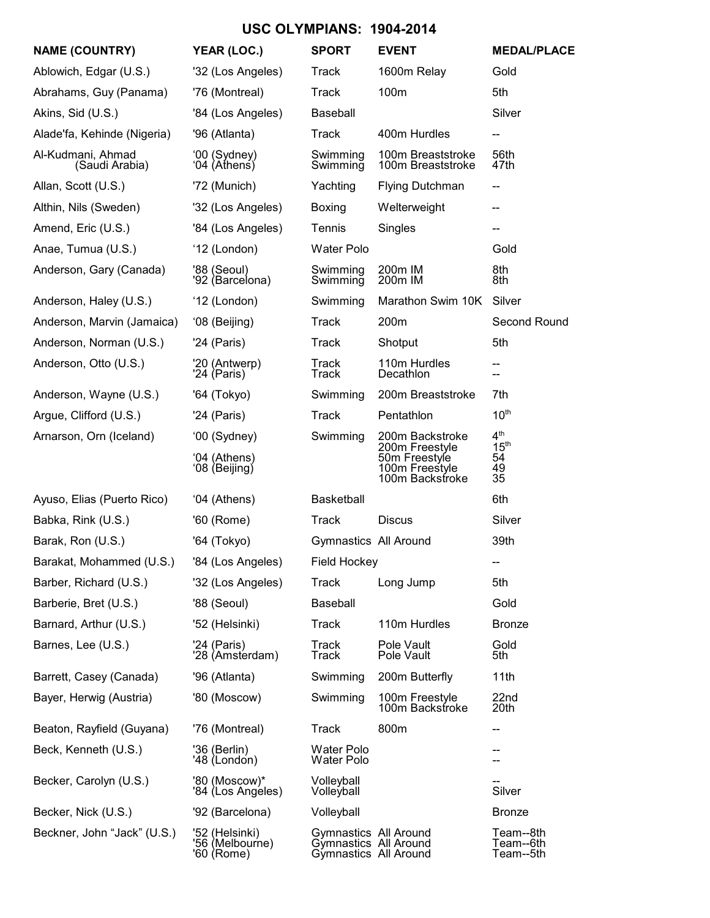# USC OLYMPIANS: 1904-2014

| NAME (COUNTRY) | YEAR (LOC.) | SPORT | EVENT | MEDAL/PLACE |
|---|---|---|---|---|
| Ablowich, Edgar (U.S.) | '32 (Los Angeles) | Track | 1600m Relay | Gold |
| Abrahams, Guy (Panama) | '76 (Montreal) | Track | 100m | 5th |
| Akins, Sid (U.S.) | '84 (Los Angeles) | Baseball | | Silver |
| Alade'fa, Kehinde (Nigeria) | '96 (Atlanta) | Track | 400m Hurdles | -- |
| Al-Kudmani, Ahmad (Saudi Arabia) | '00 (Sydney)<br>'04 (Athens) | Swimming<br>Swimming | 100m Breaststroke<br>100m Breaststroke | 56th<br>47th |
| Allan, Scott (U.S.) | '72 (Munich) | Yachting | Flying Dutchman | -- |
| Althin, Nils (Sweden) | '32 (Los Angeles) | Boxing | Welterweight | -- |
| Amend, Eric (U.S.) | '84 (Los Angeles) | Tennis | Singles | -- |
| Anae, Tumua (U.S.) | '12 (London) | Water Polo | | Gold |
| Anderson, Gary (Canada) | '88 (Seoul)<br>'92 (Barcelona) | Swimming<br>Swimming | 200m IM<br>200m IM | 8th<br>8th |
| Anderson, Haley (U.S.) | '12 (London) | Swimming | Marathon Swim 10K | Silver |
| Anderson, Marvin (Jamaica) | '08 (Beijing) | Track | 200m | Second Round |
| Anderson, Norman (U.S.) | '24 (Paris) | Track | Shotput | 5th |
| Anderson, Otto (U.S.) | '20 (Antwerp)<br>'24 (Paris) | Track<br>Track | 110m Hurdles<br>Decathlon | --<br>-- |
| Anderson, Wayne (U.S.) | '64 (Tokyo) | Swimming | 200m Breaststroke | 7th |
| Argue, Clifford (U.S.) | '24 (Paris) | Track | Pentathlon | 10th |
| Arnarson, Orn (Iceland) | '00 (Sydney)<br><br>'04 (Athens)<br>'08 (Beijing) | Swimming | 200m Backstroke<br>200m Freestyle<br>50m Freestyle<br>100m Freestyle<br>100m Backstroke | 4th<br>15th<br>54<br>49<br>35 |
| Ayuso, Elias (Puerto Rico) | '04 (Athens) | Basketball | | 6th |
| Babka, Rink (U.S.) | '60 (Rome) | Track | Discus | Silver |
| Barak, Ron (U.S.) | '64 (Tokyo) | Gymnastics | All Around | 39th |
| Barakat, Mohammed (U.S.) | '84 (Los Angeles) | Field Hockey | | -- |
| Barber, Richard (U.S.) | '32 (Los Angeles) | Track | Long Jump | 5th |
| Barberie, Bret (U.S.) | '88 (Seoul) | Baseball | | Gold |
| Barnard, Arthur (U.S.) | '52 (Helsinki) | Track | 110m Hurdles | Bronze |
| Barnes, Lee (U.S.) | '24 (Paris)<br>'28 (Amsterdam) | Track<br>Track | Pole Vault<br>Pole Vault | Gold<br>5th |
| Barrett, Casey (Canada) | '96 (Atlanta) | Swimming | 200m Butterfly | 11th |
| Bayer, Herwig (Austria) | '80 (Moscow) | Swimming | 100m Freestyle<br>100m Backstroke | 22nd<br>20th |
| Beaton, Rayfield (Guyana) | '76 (Montreal) | Track | 800m | -- |
| Beck, Kenneth (U.S.) | '36 (Berlin)<br>'48 (London) | Water Polo<br>Water Polo | | --<br>-- |
| Becker, Carolyn (U.S.) | '80 (Moscow)*<br>'84 (Los Angeles) | Volleyball<br>Volleyball | | --<br>Silver |
| Becker, Nick (U.S.) | '92 (Barcelona) | Volleyball | | Bronze |
| Beckner, John "Jack" (U.S.) | '52 (Helsinki)<br>'56 (Melbourne)<br>'60 (Rome) | Gymnastics<br>Gymnastics<br>Gymnastics | All Around<br>All Around<br>All Around | Team--8th<br>Team--6th<br>Team--5th |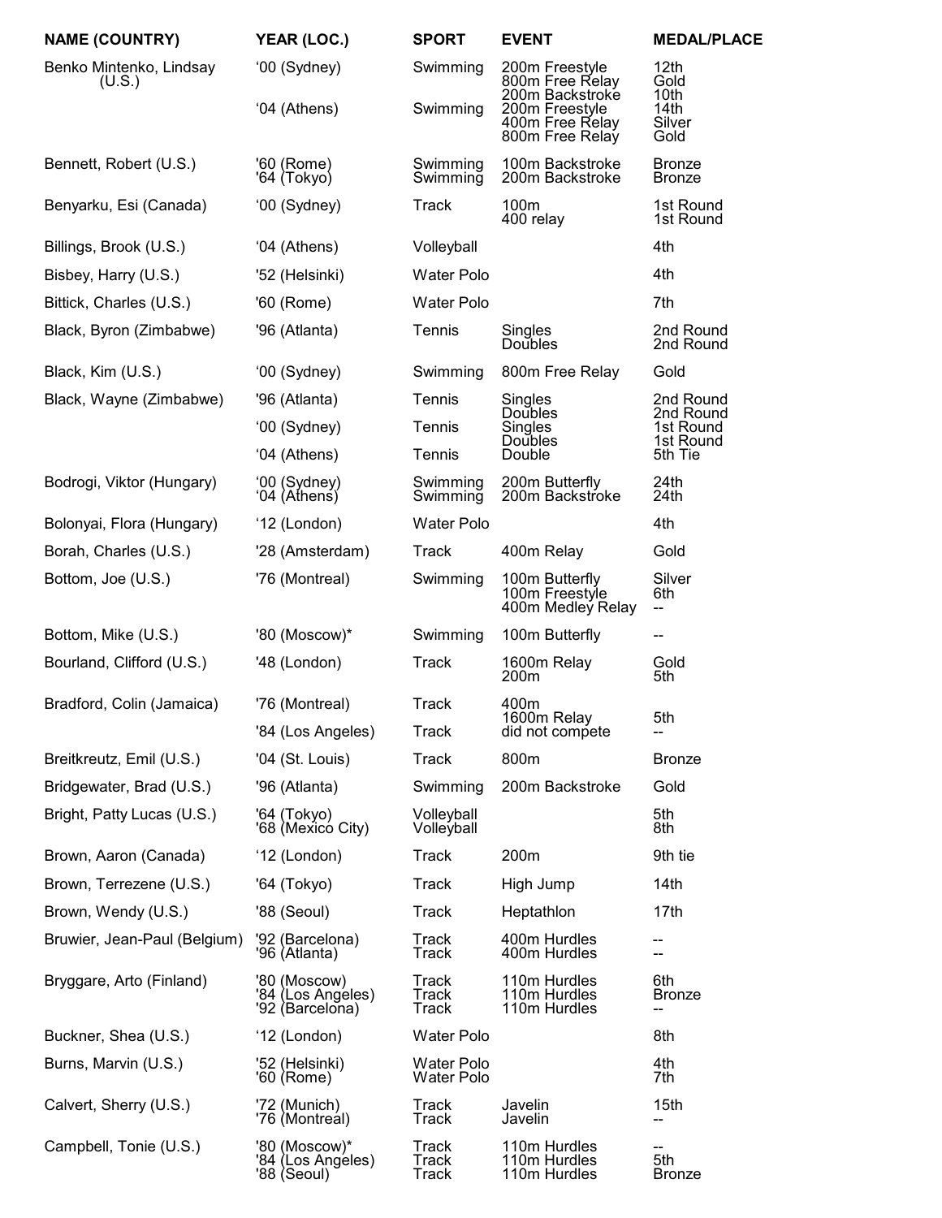| NAME (COUNTRY) | YEAR (LOC.) | SPORT | EVENT | MEDAL/PLACE |
|---|---|---|---|---|
| Benko Mintenko, Lindsay (U.S.) | '00 (Sydney) | Swimming | 200m Freestyle | 12th |
| | | | 800m Free Relay | Gold |
| | | | 200m Backstroke | 10th |
| | '04 (Athens) | Swimming | 200m Freestyle | 14th |
| | | | 400m Free Relay | Silver |
| | | | 800m Free Relay | Gold |
| Bennett, Robert (U.S.) | '60 (Rome) | Swimming | 100m Backstroke | Bronze |
| | '64 (Tokyo) | Swimming | 200m Backstroke | Bronze |
| Benyarku, Esi (Canada) | '00 (Sydney) | Track | 100m | 1st Round |
| | | | 400 relay | 1st Round |
| Billings, Brook (U.S.) | '04 (Athens) | Volleyball | | 4th |
| Bisbey, Harry (U.S.) | '52 (Helsinki) | Water Polo | | 4th |
| Bittick, Charles (U.S.) | '60 (Rome) | Water Polo | | 7th |
| Black, Byron (Zimbabwe) | '96 (Atlanta) | Tennis | Singles | 2nd Round |
| | | | Doubles | 2nd Round |
| Black, Kim (U.S.) | '00 (Sydney) | Swimming | 800m Free Relay | Gold |
| Black, Wayne (Zimbabwe) | '96 (Atlanta) | Tennis | Singles | 2nd Round |
| | | | Doubles | 2nd Round |
| | '00 (Sydney) | Tennis | Singles | 1st Round |
| | | | Doubles | 1st Round |
| | '04 (Athens) | Tennis | Double | 5th Tie |
| Bodrogi, Viktor (Hungary) | '00 (Sydney) | Swimming | 200m Butterfly | 24th |
| | '04 (Athens) | Swimming | 200m Backstroke | 24th |
| Bolonyai, Flora (Hungary) | '12 (London) | Water Polo | | 4th |
| Borah, Charles (U.S.) | '28 (Amsterdam) | Track | 400m Relay | Gold |
| Bottom, Joe (U.S.) | '76 (Montreal) | Swimming | 100m Butterfly | Silver |
| | | | 100m Freestyle | 6th |
| | | | 400m Medley Relay | -- |
| Bottom, Mike (U.S.) | '80 (Moscow)* | Swimming | 100m Butterfly | -- |
| Bourland, Clifford (U.S.) | '48 (London) | Track | 1600m Relay | Gold |
| | | | 200m | 5th |
| Bradford, Colin (Jamaica) | '76 (Montreal) | Track | 400m | |
| | | | 1600m Relay | 5th |
| | '84 (Los Angeles) | Track | did not compete | -- |
| Breitkreutz, Emil (U.S.) | '04 (St. Louis) | Track | 800m | Bronze |
| Bridgewater, Brad (U.S.) | '96 (Atlanta) | Swimming | 200m Backstroke | Gold |
| Bright, Patty Lucas (U.S.) | '64 (Tokyo) | Volleyball | | 5th |
| | '68 (Mexico City) | Volleyball | | 8th |
| Brown, Aaron (Canada) | '12 (London) | Track | 200m | 9th tie |
| Brown, Terrezene (U.S.) | '64 (Tokyo) | Track | High Jump | 14th |
| Brown, Wendy (U.S.) | '88 (Seoul) | Track | Heptathlon | 17th |
| Bruwier, Jean-Paul (Belgium) | '92 (Barcelona) | Track | 400m Hurdles | -- |
| | '96 (Atlanta) | Track | 400m Hurdles | -- |
| Bryggare, Arto (Finland) | '80 (Moscow) | Track | 110m Hurdles | 6th |
| | '84 (Los Angeles) | Track | 110m Hurdles | Bronze |
| | '92 (Barcelona) | Track | 110m Hurdles | -- |
| Buckner, Shea (U.S.) | '12 (London) | Water Polo | | 8th |
| Burns, Marvin (U.S.) | '52 (Helsinki) | Water Polo | | 4th |
| | '60 (Rome) | Water Polo | | 7th |
| Calvert, Sherry (U.S.) | '72 (Munich) | Track | Javelin | 15th |
| | '76 (Montreal) | Track | Javelin | -- |
| Campbell, Tonie (U.S.) | '80 (Moscow)* | Track | 110m Hurdles | -- |
| | '84 (Los Angeles) | Track | 110m Hurdles | 5th |
| | '88 (Seoul) | Track | 110m Hurdles | Bronze |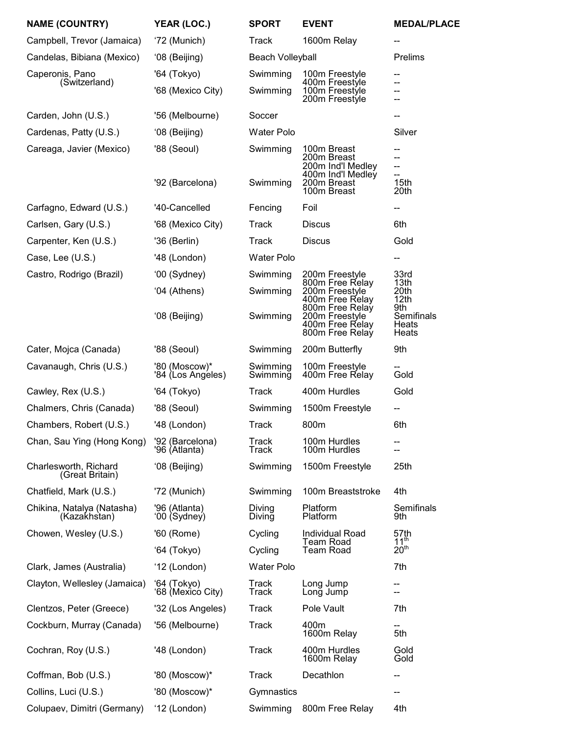| NAME (COUNTRY) | YEAR (LOC.) | SPORT | EVENT | MEDAL/PLACE |
|---|---|---|---|---|
| Campbell, Trevor (Jamaica) | ‘72 (Munich) | Track | 1600m Relay | -- |
| Candelas, Bibiana (Mexico) | ‘08 (Beijing) | Beach Volleyball | | Prelims |
| Caperonis, Pano (Switzerland) | '64 (Tokyo) | Swimming | 100m Freestyle<br>400m Freestyle | --<br>-- |
| | '68 (Mexico City) | Swimming | 100m Freestyle<br>200m Freestyle | --<br>-- |
| Carden, John (U.S.) | '56 (Melbourne) | Soccer | | -- |
| Cardenas, Patty (U.S.) | ‘08 (Beijing) | Water Polo | | Silver |
| Careaga, Javier (Mexico) | '88 (Seoul) | Swimming | 100m Breast<br>200m Breast<br>200m Ind'l Medley<br>400m Ind'l Medley | --<br>--<br>--<br>-- |
| | '92 (Barcelona) | Swimming | 200m Breast<br>100m Breast | 15th<br>20th |
| Carfagno, Edward (U.S.) | '40-Cancelled | Fencing | Foil | -- |
| Carlsen, Gary (U.S.) | '68 (Mexico City) | Track | Discus | 6th |
| Carpenter, Ken (U.S.) | '36 (Berlin) | Track | Discus | Gold |
| Case, Lee (U.S.) | '48 (London) | Water Polo | | -- |
| Castro, Rodrigo (Brazil) | ‘00 (Sydney) | Swimming | 200m Freestyle<br>800m Free Relay | 33rd<br>13th |
| | ‘04 (Athens) | Swimming | 200m Freestyle<br>400m Free Relay<br>800m Free Relay | 20th<br>12th<br>9th |
| | ‘08 (Beijing) | Swimming | 200m Freestyle<br>400m Free Relay<br>800m Free Relay | Semifinals<br>Heats<br>Heats |
| Cater, Mojca (Canada) | '88 (Seoul) | Swimming | 200m Butterfly | 9th |
| Cavanaugh, Chris (U.S.) | '80 (Moscow)*<br>'84 (Los Angeles) | Swimming<br>Swimming | 100m Freestyle<br>400m Free Relay | --<br>Gold |
| Cawley, Rex (U.S.) | '64 (Tokyo) | Track | 400m Hurdles | Gold |
| Chalmers, Chris (Canada) | '88 (Seoul) | Swimming | 1500m Freestyle | -- |
| Chambers, Robert (U.S.) | '48 (London) | Track | 800m | 6th |
| Chan, Sau Ying (Hong Kong) | '92 (Barcelona)<br>'96 (Atlanta) | Track<br>Track | 100m Hurdles<br>100m Hurdles | --<br>-- |
| Charlesworth, Richard (Great Britain) | ‘08 (Beijing) | Swimming | 1500m Freestyle | 25th |
| Chatfield, Mark (U.S.) | '72 (Munich) | Swimming | 100m Breaststroke | 4th |
| Chikina, Natalya (Natasha) (Kazakhstan) | '96 (Atlanta)<br>‘00 (Sydney) | Diving<br>Diving | Platform<br>Platform | Semifinals<br>9th |
| Chowen, Wesley (U.S.) | '60 (Rome) | Cycling | Individual Road<br>Team Road | 57th<br>11th |
| | ‘64 (Tokyo) | Cycling | Team Road | 20th |
| Clark, James (Australia) | ‘12 (London) | Water Polo | | 7th |
| Clayton, Wellesley (Jamaica) | ‘64 (Tokyo)<br>‘68 (Mexico City) | Track<br>Track | Long Jump<br>Long Jump | --<br>-- |
| Clentzos, Peter (Greece) | '32 (Los Angeles) | Track | Pole Vault | 7th |
| Cockburn, Murray (Canada) | '56 (Melbourne) | Track | 400m<br>1600m Relay | --<br>5th |
| Cochran, Roy (U.S.) | '48 (London) | Track | 400m Hurdles<br>1600m Relay | Gold<br>Gold |
| Coffman, Bob (U.S.) | '80 (Moscow)* | Track | Decathlon | -- |
| Collins, Luci (U.S.) | '80 (Moscow)* | Gymnastics | | -- |
| Colupaev, Dimitri (Germany) | ‘12 (London) | Swimming | 800m Free Relay | 4th |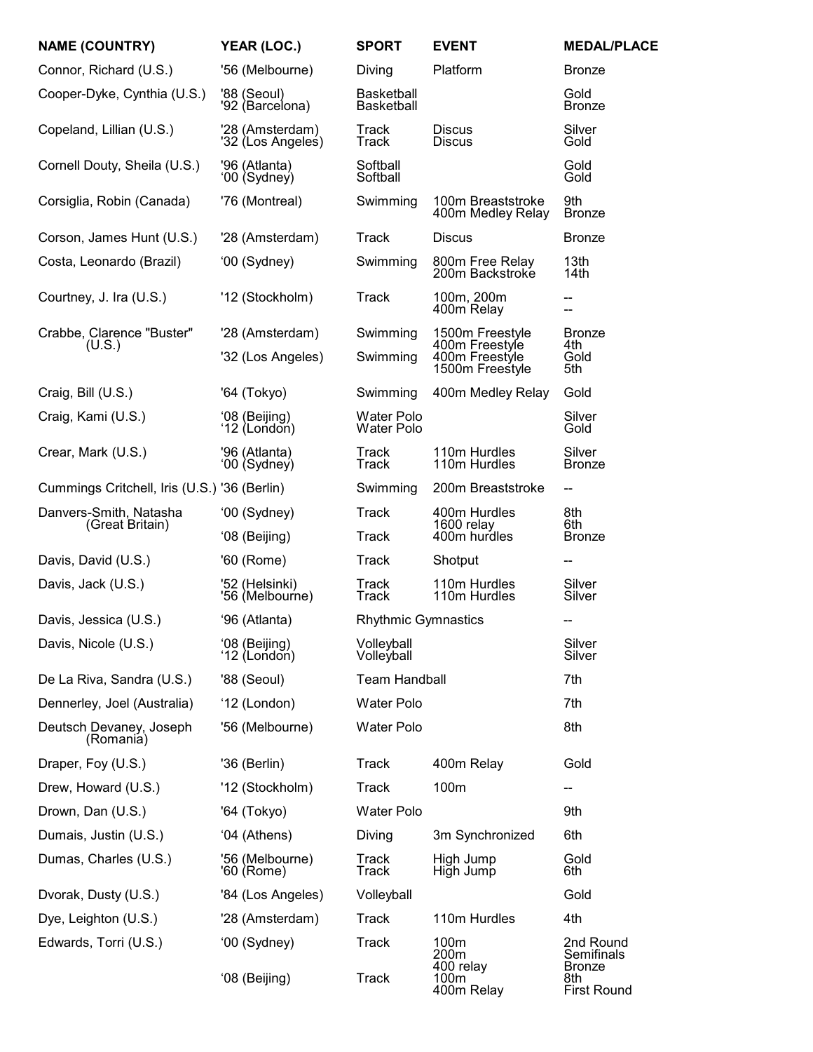| NAME (COUNTRY) | YEAR (LOC.) | SPORT | EVENT | MEDAL/PLACE |
|---|---|---|---|---|
| Connor, Richard (U.S.) | '56 (Melbourne) | Diving | Platform | Bronze |
| Cooper-Dyke, Cynthia (U.S.) | '88 (Seoul)<br>'92 (Barcelona) | Basketball<br>Basketball | | Gold<br>Bronze |
| Copeland, Lillian (U.S.) | '28 (Amsterdam)<br>'32 (Los Angeles) | Track<br>Track | Discus<br>Discus | Silver<br>Gold |
| Cornell Douty, Sheila (U.S.) | '96 (Atlanta)<br>'00 (Sydney) | Softball<br>Softball | | Gold<br>Gold |
| Corsiglia, Robin (Canada) | '76 (Montreal) | Swimming | 100m Breaststroke<br>400m Medley Relay | 9th<br>Bronze |
| Corson, James Hunt (U.S.) | '28 (Amsterdam) | Track | Discus | Bronze |
| Costa, Leonardo (Brazil) | '00 (Sydney) | Swimming | 800m Free Relay<br>200m Backstroke | 13th<br>14th |
| Courtney, J. Ira (U.S.) | '12 (Stockholm) | Track | 100m, 200m<br>400m Relay | --<br>-- |
| Crabbe, Clarence "Buster" (U.S.) | '28 (Amsterdam) | Swimming | 1500m Freestyle<br>400m Freestyle | Bronze<br>4th |
| | '32 (Los Angeles) | Swimming | 400m Freestyle<br>1500m Freestyle | Gold<br>5th |
| Craig, Bill (U.S.) | '64 (Tokyo) | Swimming | 400m Medley Relay | Gold |
| Craig, Kami (U.S.) | '08 (Beijing)<br>'12 (London) | Water Polo<br>Water Polo | | Silver<br>Gold |
| Crear, Mark (U.S.) | '96 (Atlanta)<br>'00 (Sydney) | Track<br>Track | 110m Hurdles<br>110m Hurdles | Silver<br>Bronze |
| Cummings Critchell, Iris (U.S.) | '36 (Berlin) | Swimming | 200m Breaststroke | -- |
| Danvers-Smith, Natasha (Great Britain) | '00 (Sydney) | Track | 400m Hurdles<br>1600 relay | 8th<br>6th |
| | '08 (Beijing) | Track | 400m hurdles | Bronze |
| Davis, David (U.S.) | '60 (Rome) | Track | Shotput | -- |
| Davis, Jack (U.S.) | '52 (Helsinki)<br>'56 (Melbourne) | Track<br>Track | 110m Hurdles<br>110m Hurdles | Silver<br>Silver |
| Davis, Jessica (U.S.) | '96 (Atlanta) | Rhythmic Gymnastics | | -- |
| Davis, Nicole (U.S.) | '08 (Beijing)<br>'12 (London) | Volleyball<br>Volleyball | | Silver<br>Silver |
| De La Riva, Sandra (U.S.) | '88 (Seoul) | Team Handball | | 7th |
| Dennerley, Joel (Australia) | '12 (London) | Water Polo | | 7th |
| Deutsch Devaney, Joseph (Romania) | '56 (Melbourne) | Water Polo | | 8th |
| Draper, Foy (U.S.) | '36 (Berlin) | Track | 400m Relay | Gold |
| Drew, Howard (U.S.) | '12 (Stockholm) | Track | 100m | -- |
| Drown, Dan (U.S.) | '64 (Tokyo) | Water Polo | | 9th |
| Dumais, Justin (U.S.) | '04 (Athens) | Diving | 3m Synchronized | 6th |
| Dumas, Charles (U.S.) | '56 (Melbourne)<br>'60 (Rome) | Track<br>Track | High Jump<br>High Jump | Gold<br>6th |
| Dvorak, Dusty (U.S.) | '84 (Los Angeles) | Volleyball | | Gold |
| Dye, Leighton (U.S.) | '28 (Amsterdam) | Track | 110m Hurdles | 4th |
| Edwards, Torri (U.S.) | '00 (Sydney) | Track | 100m<br>200m<br>400 relay | 2nd Round<br>Semifinals<br>Bronze |
| | '08 (Beijing) | Track | 100m<br>400m Relay | 8th<br>First Round |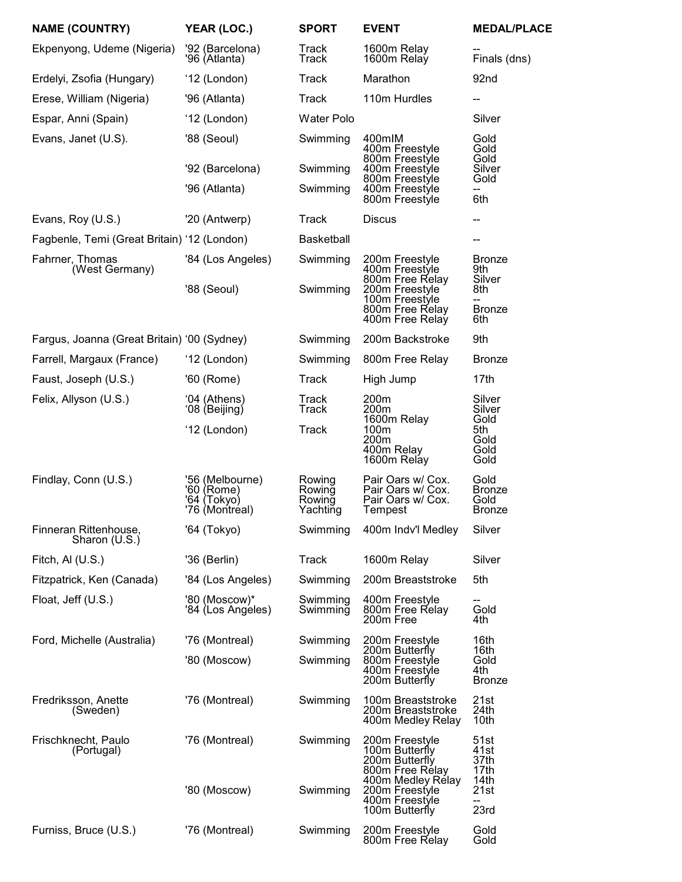| NAME (COUNTRY) | YEAR (LOC.) | SPORT | EVENT | MEDAL/PLACE |
|---|---|---|---|---|
| Ekpenyong, Udeme (Nigeria) | '92 (Barcelona) | Track | 1600m Relay | -- |
| | '96 (Atlanta) | Track | 1600m Relay | Finals (dns) |
| Erdelyi, Zsofia (Hungary) | '12 (London) | Track | Marathon | 92nd |
| Erese, William (Nigeria) | '96 (Atlanta) | Track | 110m Hurdles | -- |
| Espar, Anni (Spain) | '12 (London) | Water Polo | | Silver |
| Evans, Janet (U.S). | '88 (Seoul) | Swimming | 400mIM | Gold |
| | | | 400m Freestyle | Gold |
| | | | 800m Freestyle | Gold |
| | '92 (Barcelona) | Swimming | 400m Freestyle | Silver |
| | | | 800m Freestyle | Gold |
| | '96 (Atlanta) | Swimming | 400m Freestyle | -- |
| | | | 800m Freestyle | 6th |
| Evans, Roy (U.S.) | '20 (Antwerp) | Track | Discus | -- |
| Fagbenle, Temi (Great Britain) | '12 (London) | Basketball | | -- |
| Fahrner, Thomas (West Germany) | '84 (Los Angeles) | Swimming | 200m Freestyle | Bronze |
| | | | 400m Freestyle | 9th |
| | | | 800m Free Relay | Silver |
| | '88 (Seoul) | Swimming | 200m Freestyle | 8th |
| | | | 100m Freestyle | -- |
| | | | 800m Free Relay | Bronze |
| | | | 400m Free Relay | 6th |
| Fargus, Joanna (Great Britain) | '00 (Sydney) | Swimming | 200m Backstroke | 9th |
| Farrell, Margaux (France) | '12 (London) | Swimming | 800m Free Relay | Bronze |
| Faust, Joseph (U.S.) | '60 (Rome) | Track | High Jump | 17th |
| Felix, Allyson (U.S.) | '04 (Athens) | Track | 200m | Silver |
| | '08 (Beijing) | Track | 200m | Silver |
| | | | 1600m Relay | Gold |
| | '12 (London) | Track | 100m | 5th |
| | | | 200m | Gold |
| | | | 400m Relay | Gold |
| | | | 1600m Relay | Gold |
| Findlay, Conn (U.S.) | '56 (Melbourne) | Rowing | Pair Oars w/ Cox. | Gold |
| | '60 (Rome) | Rowing | Pair Oars w/ Cox. | Bronze |
| | '64 (Tokyo) | Rowing | Pair Oars w/ Cox. | Gold |
| | '76 (Montreal) | Yachting | Tempest | Bronze |
| Finneran Rittenhouse, Sharon (U.S.) | '64 (Tokyo) | Swimming | 400m Indv'l Medley | Silver |
| Fitch, Al (U.S.) | '36 (Berlin) | Track | 1600m Relay | Silver |
| Fitzpatrick, Ken (Canada) | '84 (Los Angeles) | Swimming | 200m Breaststroke | 5th |
| Float, Jeff (U.S.) | '80 (Moscow)* | Swimming | 400m Freestyle | -- |
| | '84 (Los Angeles) | Swimming | 800m Free Relay | Gold |
| | | | 200m Free | 4th |
| Ford, Michelle (Australia) | '76 (Montreal) | Swimming | 200m Freestyle | 16th |
| | | | 200m Butterfly | 16th |
| | '80 (Moscow) | Swimming | 800m Freestyle | Gold |
| | | | 400m Freestyle | 4th |
| | | | 200m Butterfly | Bronze |
| Fredriksson, Anette (Sweden) | '76 (Montreal) | Swimming | 100m Breaststroke | 21st |
| | | | 200m Breaststroke | 24th |
| | | | 400m Medley Relay | 10th |
| Frischknecht, Paulo (Portugal) | '76 (Montreal) | Swimming | 200m Freestyle | 51st |
| | | | 100m Butterfly | 41st |
| | | | 200m Butterfly | 37th |
| | | | 800m Free Relay | 17th |
| | | | 400m Medley Relay | 14th |
| | '80 (Moscow) | Swimming | 200m Freestyle | 21st |
| | | | 400m Freestyle | -- |
| | | | 100m Butterfly | 23rd |
| Furniss, Bruce (U.S.) | '76 (Montreal) | Swimming | 200m Freestyle | Gold |
| | | | 800m Free Relay | Gold |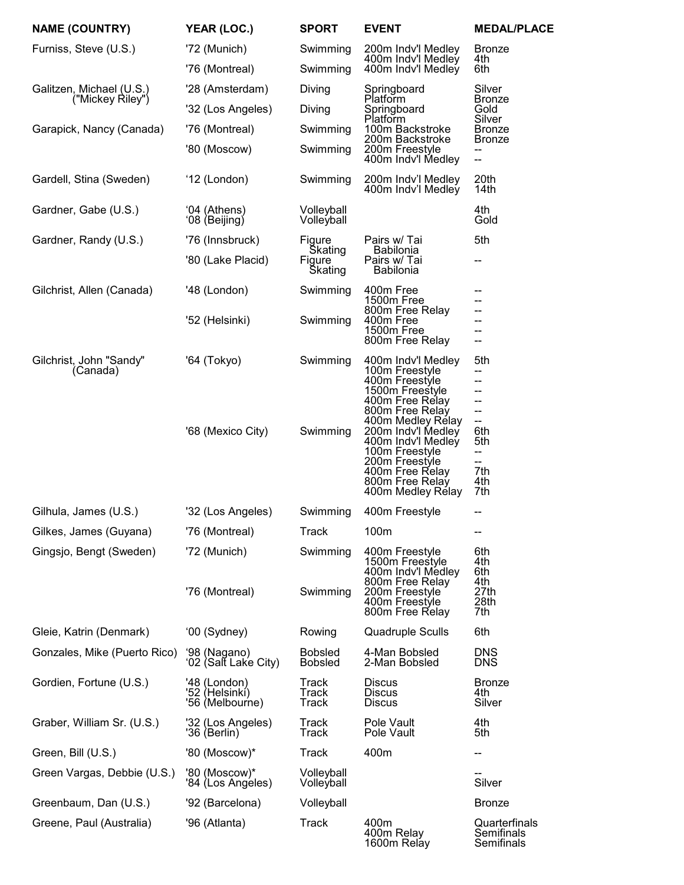| NAME (COUNTRY) | YEAR (LOC.) | SPORT | EVENT | MEDAL/PLACE |
|---|---|---|---|---|
| Furniss, Steve (U.S.) | '72 (Munich) | Swimming | 200m Indv'l Medley | Bronze |
| | | | 400m Indv'l Medley | 4th |
| | '76 (Montreal) | Swimming | 400m Indv'l Medley | 6th |
| Galitzen, Michael (U.S.) ("Mickey Riley") | '28 (Amsterdam) | Diving | Springboard | Silver |
| | | | Platform | Bronze |
| | '32 (Los Angeles) | Diving | Springboard | Gold |
| | | | Platform | Silver |
| Garapick, Nancy (Canada) | '76 (Montreal) | Swimming | 100m Backstroke | Bronze |
| | | | 200m Backstroke | Bronze |
| | '80 (Moscow) | Swimming | 200m Freestyle | -- |
| | | | 400m Indv'l Medley | -- |
| Gardell, Stina (Sweden) | '12 (London) | Swimming | 200m Indv'l Medley | 20th |
| | | | 400m Indv'l Medley | 14th |
| Gardner, Gabe (U.S.) | '04 (Athens) | Volleyball | | 4th |
| | '08 (Beijing) | Volleyball | | Gold |
| Gardner, Randy (U.S.) | '76 (Innsbruck) | Figure Skating | Pairs w/ Tai Babilonia | 5th |
| | '80 (Lake Placid) | Figure Skating | Pairs w/ Tai Babilonia | -- |
| Gilchrist, Allen (Canada) | '48 (London) | Swimming | 400m Free | -- |
| | | | 1500m Free | -- |
| | | | 800m Free Relay | -- |
| | '52 (Helsinki) | Swimming | 400m Free | -- |
| | | | 1500m Free | -- |
| | | | 800m Free Relay | -- |
| Gilchrist, John "Sandy" (Canada) | '64 (Tokyo) | Swimming | 400m Indv'l Medley | 5th |
| | | | 100m Freestyle | -- |
| | | | 400m Freestyle | -- |
| | | | 1500m Freestyle | -- |
| | | | 400m Free Relay | -- |
| | | | 800m Free Relay | -- |
| | | | 400m Medley Relay | -- |
| | '68 (Mexico City) | Swimming | 200m Indv'l Medley | 6th |
| | | | 400m Indv'l Medley | 5th |
| | | | 100m Freestyle | -- |
| | | | 200m Freestyle | -- |
| | | | 400m Free Relay | 7th |
| | | | 800m Free Relay | 4th |
| | | | 400m Medley Relay | 7th |
| Gilhula, James (U.S.) | '32 (Los Angeles) | Swimming | 400m Freestyle | -- |
| Gilkes, James (Guyana) | '76 (Montreal) | Track | 100m | -- |
| Gingsjo, Bengt (Sweden) | '72 (Munich) | Swimming | 400m Freestyle | 6th |
| | | | 1500m Freestyle | 4th |
| | | | 400m Indv'l Medley | 6th |
| | | | 800m Free Relay | 4th |
| | '76 (Montreal) | Swimming | 200m Freestyle | 27th |
| | | | 400m Freestyle | 28th |
| | | | 800m Free Relay | 7th |
| Gleie, Katrin (Denmark) | '00 (Sydney) | Rowing | Quadruple Sculls | 6th |
| Gonzales, Mike (Puerto Rico) | '98 (Nagano) | Bobsled | 4-Man Bobsled | DNS |
| | '02 (Salt Lake City) | Bobsled | 2-Man Bobsled | DNS |
| Gordien, Fortune (U.S.) | '48 (London) | Track | Discus | Bronze |
| | '52 (Helsinki) | Track | Discus | 4th |
| | '56 (Melbourne) | Track | Discus | Silver |
| Graber, William Sr. (U.S.) | '32 (Los Angeles) | Track | Pole Vault | 4th |
| | '36 (Berlin) | Track | Pole Vault | 5th |
| Green, Bill (U.S.) | '80 (Moscow)* | Track | 400m | -- |
| Green Vargas, Debbie (U.S.) | '80 (Moscow)* | Volleyball | | -- |
| | '84 (Los Angeles) | Volleyball | | Silver |
| Greenbaum, Dan (U.S.) | '92 (Barcelona) | Volleyball | | Bronze |
| Greene, Paul (Australia) | '96 (Atlanta) | Track | 400m | Quarterfinals |
| | | | 400m Relay | Semifinals |
| | | | 1600m Relay | Semifinals |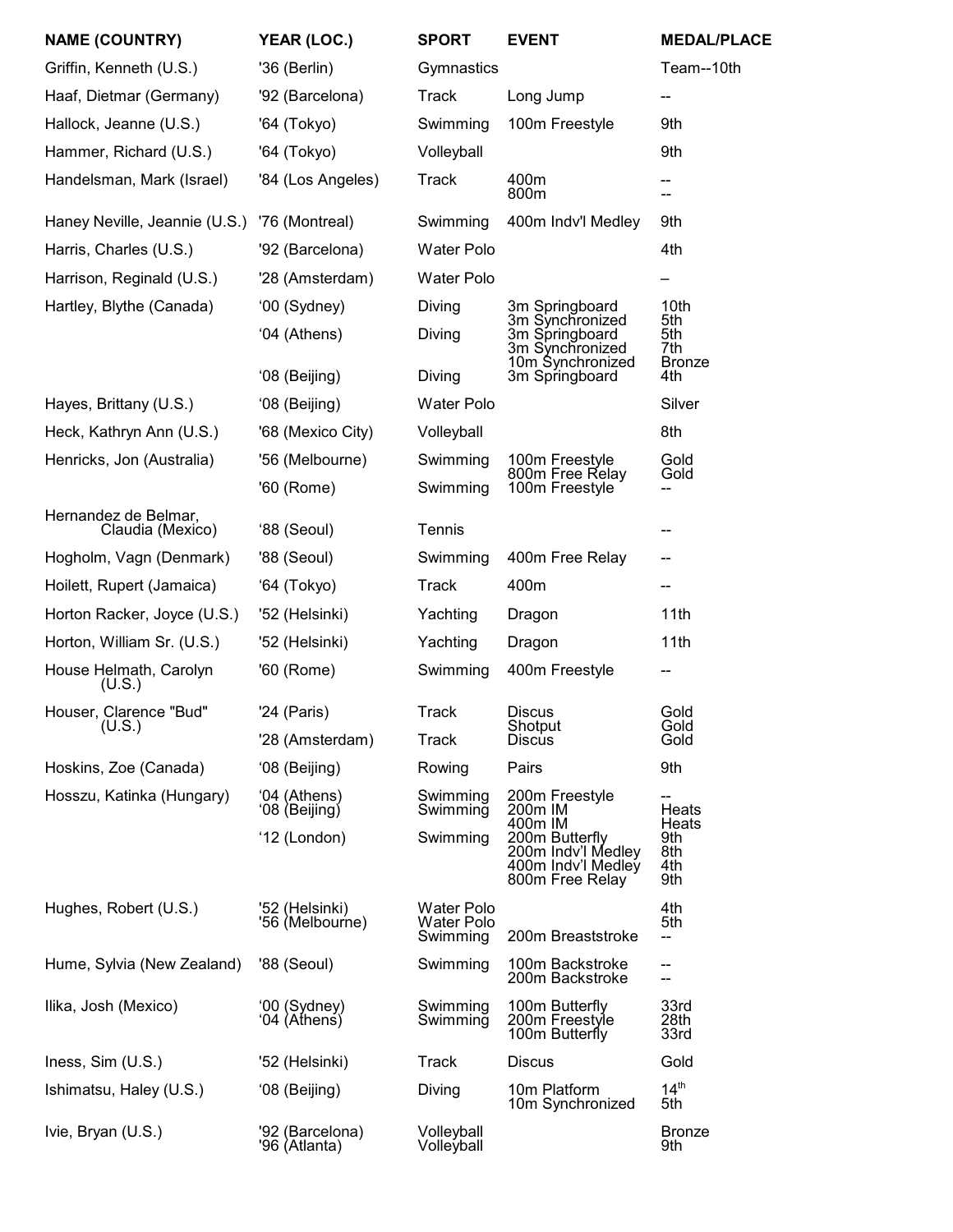| NAME (COUNTRY) | YEAR (LOC.) | SPORT | EVENT | MEDAL/PLACE |
|---|---|---|---|---|
| Griffin, Kenneth (U.S.) | '36 (Berlin) | Gymnastics | | Team--10th |
| Haaf, Dietmar (Germany) | '92 (Barcelona) | Track | Long Jump | -- |
| Hallock, Jeanne (U.S.) | '64 (Tokyo) | Swimming | 100m Freestyle | 9th |
| Hammer, Richard (U.S.) | '64 (Tokyo) | Volleyball | | 9th |
| Handelsman, Mark (Israel) | '84 (Los Angeles) | Track | 400m<br>800m | --<br>-- |
| Haney Neville, Jeannie (U.S.) | '76 (Montreal) | Swimming | 400m Indv'l Medley | 9th |
| Harris, Charles (U.S.) | '92 (Barcelona) | Water Polo | | 4th |
| Harrison, Reginald (U.S.) | '28 (Amsterdam) | Water Polo | | – |
| Hartley, Blythe (Canada) | '00 (Sydney) | Diving | 3m Springboard<br>3m Synchronized | 10th<br>5th |
| | '04 (Athens) | Diving | 3m Springboard<br>3m Synchronized<br>10m Synchronized | 5th<br>7th<br>Bronze |
| | '08 (Beijing) | Diving | 3m Springboard | 4th |
| Hayes, Brittany (U.S.) | '08 (Beijing) | Water Polo | | Silver |
| Heck, Kathryn Ann (U.S.) | '68 (Mexico City) | Volleyball | | 8th |
| Henricks, Jon (Australia) | '56 (Melbourne) | Swimming | 100m Freestyle<br>800m Free Relay | Gold<br>Gold |
| | '60 (Rome) | Swimming | 100m Freestyle | -- |
| Hernandez de Belmar, Claudia (Mexico) | '88 (Seoul) | Tennis | | -- |
| Hogholm, Vagn (Denmark) | '88 (Seoul) | Swimming | 400m Free Relay | -- |
| Hoilett, Rupert (Jamaica) | '64 (Tokyo) | Track | 400m | -- |
| Horton Racker, Joyce (U.S.) | '52 (Helsinki) | Yachting | Dragon | 11th |
| Horton, William Sr. (U.S.) | '52 (Helsinki) | Yachting | Dragon | 11th |
| House Helmath, Carolyn (U.S.) | '60 (Rome) | Swimming | 400m Freestyle | -- |
| Houser, Clarence "Bud" (U.S.) | '24 (Paris) | Track | Discus<br>Shotput | Gold<br>Gold |
| | '28 (Amsterdam) | Track | Discus | Gold |
| Hoskins, Zoe (Canada) | '08 (Beijing) | Rowing | Pairs | 9th |
| Hosszu, Katinka (Hungary) | '04 (Athens)<br>'08 (Beijing) | Swimming<br>Swimming | 200m Freestyle<br>200m IM<br>400m IM | --<br>Heats<br>Heats |
| | '12 (London) | Swimming | 200m Butterfly<br>200m Indv'l Medley<br>400m Indv'l Medley<br>800m Free Relay | 9th<br>8th<br>4th<br>9th |
| Hughes, Robert (U.S.) | '52 (Helsinki)<br>'56 (Melbourne) | Water Polo<br>Water Polo<br>Swimming | <br><br>200m Breaststroke | 4th<br>5th<br>-- |
| Hume, Sylvia (New Zealand) | '88 (Seoul) | Swimming | 100m Backstroke<br>200m Backstroke | --<br>-- |
| Ilika, Josh (Mexico) | '00 (Sydney)<br>'04 (Athens) | Swimming<br>Swimming | 100m Butterfly<br>200m Freestyle<br>100m Butterfly | 33rd<br>28th<br>33rd |
| Iness, Sim (U.S.) | '52 (Helsinki) | Track | Discus | Gold |
| Ishimatsu, Haley (U.S.) | '08 (Beijing) | Diving | 10m Platform<br>10m Synchronized | 14th<br>5th |
| Ivie, Bryan (U.S.) | '92 (Barcelona)<br>'96 (Atlanta) | Volleyball<br>Volleyball | | Bronze<br>9th |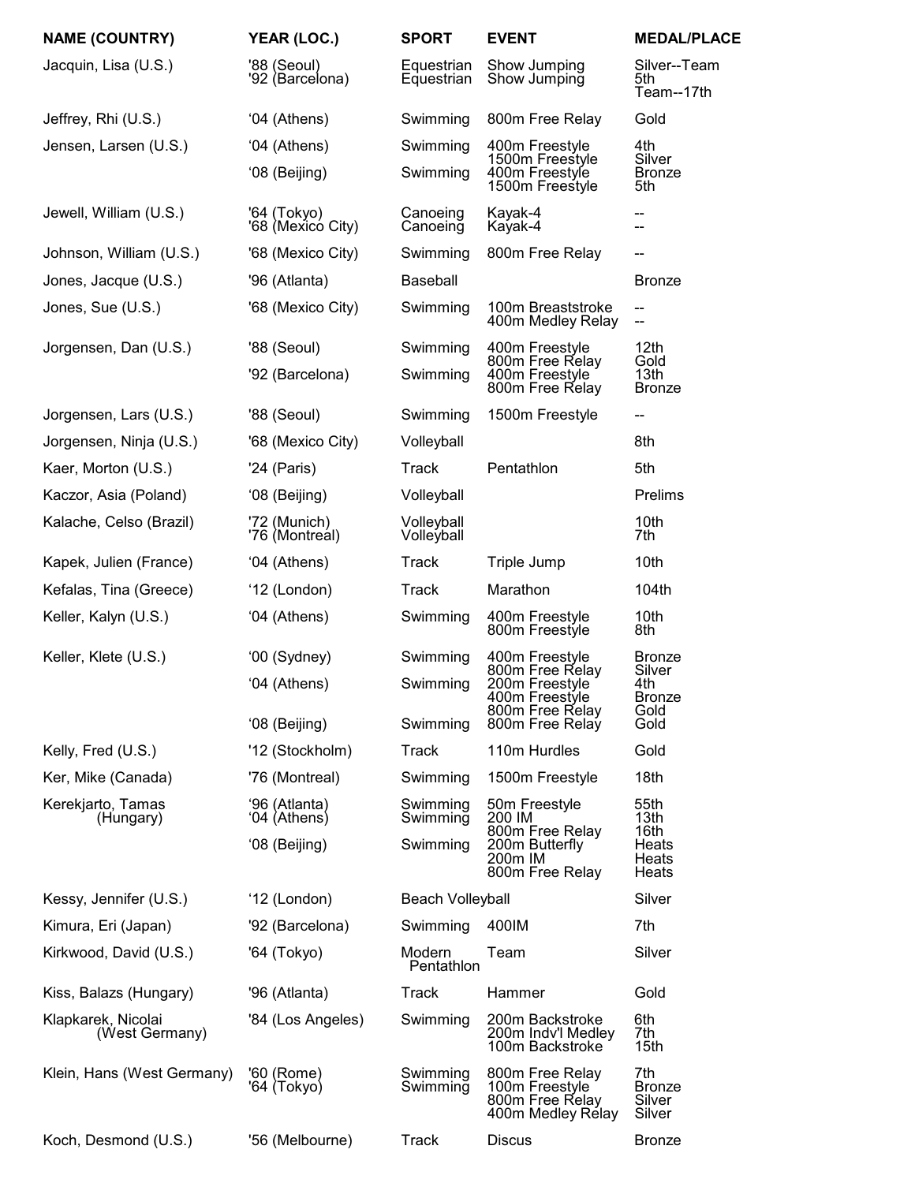| NAME (COUNTRY) | YEAR (LOC.) | SPORT | EVENT | MEDAL/PLACE |
| --- | --- | --- | --- | --- |
| Jacquin, Lisa (U.S.) | '88 (Seoul) | Equestrian | Show Jumping | Silver--Team |
| | '92 (Barcelona) | Equestrian | Show Jumping | 5th |
| | | | | Team--17th |
| Jeffrey, Rhi (U.S.) | '04 (Athens) | Swimming | 800m Free Relay | Gold |
| Jensen, Larsen (U.S.) | '04 (Athens) | Swimming | 400m Freestyle | 4th |
| | | | 1500m Freestyle | Silver |
| | '08 (Beijing) | Swimming | 400m Freestyle | Bronze |
| | | | 1500m Freestyle | 5th |
| Jewell, William (U.S.) | '64 (Tokyo) | Canoeing | Kayak-4 | -- |
| | '68 (Mexico City) | Canoeing | Kayak-4 | -- |
| Johnson, William (U.S.) | '68 (Mexico City) | Swimming | 800m Free Relay | -- |
| Jones, Jacque (U.S.) | '96 (Atlanta) | Baseball | | Bronze |
| Jones, Sue (U.S.) | '68 (Mexico City) | Swimming | 100m Breaststroke | -- |
| | | | 400m Medley Relay | -- |
| Jorgensen, Dan (U.S.) | '88 (Seoul) | Swimming | 400m Freestyle | 12th |
| | | | 800m Free Relay | Gold |
| | '92 (Barcelona) | Swimming | 400m Freestyle | 13th |
| | | | 800m Free Relay | Bronze |
| Jorgensen, Lars (U.S.) | '88 (Seoul) | Swimming | 1500m Freestyle | -- |
| Jorgensen, Ninja (U.S.) | '68 (Mexico City) | Volleyball | | 8th |
| Kaer, Morton (U.S.) | '24 (Paris) | Track | Pentathlon | 5th |
| Kaczor, Asia (Poland) | '08 (Beijing) | Volleyball | | Prelims |
| Kalache, Celso (Brazil) | '72 (Munich) | Volleyball | | 10th |
| | '76 (Montreal) | Volleyball | | 7th |
| Kapek, Julien (France) | '04 (Athens) | Track | Triple Jump | 10th |
| Kefalas, Tina (Greece) | '12 (London) | Track | Marathon | 104th |
| Keller, Kalyn (U.S.) | '04 (Athens) | Swimming | 400m Freestyle | 10th |
| | | | 800m Freestyle | 8th |
| Keller, Klete (U.S.) | '00 (Sydney) | Swimming | 400m Freestyle | Bronze |
| | | | 800m Free Relay | Silver |
| | '04 (Athens) | Swimming | 200m Freestyle | 4th |
| | | | 400m Freestyle | Bronze |
| | | | 800m Free Relay | Gold |
| | '08 (Beijing) | Swimming | 800m Free Relay | Gold |
| Kelly, Fred (U.S.) | '12 (Stockholm) | Track | 110m Hurdles | Gold |
| Ker, Mike (Canada) | '76 (Montreal) | Swimming | 1500m Freestyle | 18th |
| Kerekjarto, Tamas (Hungary) | '96 (Atlanta) | Swimming | 50m Freestyle | 55th |
| | '04 (Athens) | Swimming | 200 IM | 13th |
| | | | 800m Free Relay | 16th |
| | '08 (Beijing) | Swimming | 200m Butterfly | Heats |
| | | | 200m IM | Heats |
| | | | 800m Free Relay | Heats |
| Kessy, Jennifer (U.S.) | '12 (London) | Beach Volleyball | | Silver |
| Kimura, Eri (Japan) | '92 (Barcelona) | Swimming | 400IM | 7th |
| Kirkwood, David (U.S.) | '64 (Tokyo) | Modern Pentathlon | Team | Silver |
| Kiss, Balazs (Hungary) | '96 (Atlanta) | Track | Hammer | Gold |
| Klapkarek, Nicolai (West Germany) | '84 (Los Angeles) | Swimming | 200m Backstroke | 6th |
| | | | 200m Indv'l Medley | 7th |
| | | | 100m Backstroke | 15th |
| Klein, Hans (West Germany) | '60 (Rome) | Swimming | 800m Free Relay | 7th |
| | '64 (Tokyo) | Swimming | 100m Freestyle | Bronze |
| | | | 800m Free Relay | Silver |
| | | | 400m Medley Relay | Silver |
| Koch, Desmond (U.S.) | '56 (Melbourne) | Track | Discus | Bronze |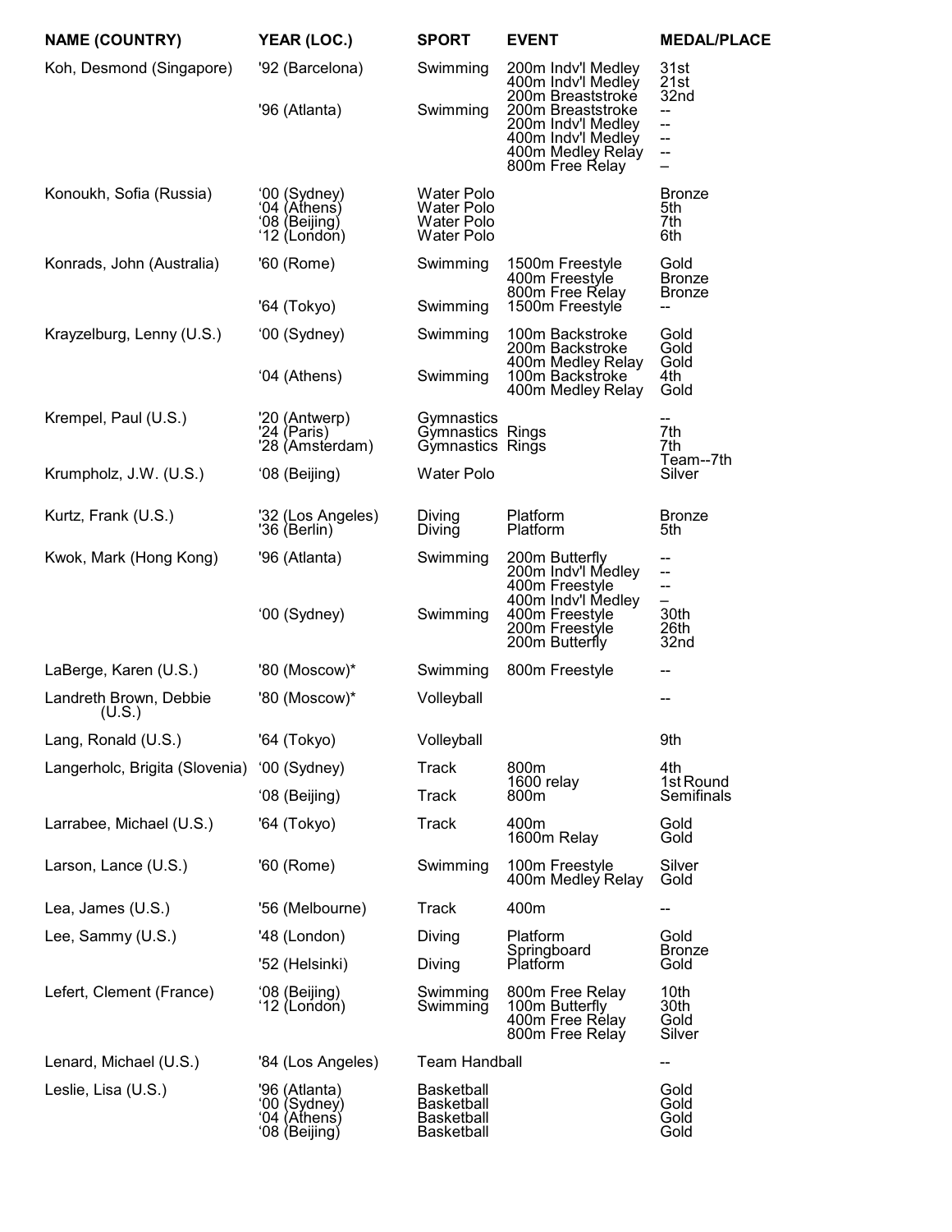| NAME (COUNTRY) | YEAR (LOC.) | SPORT | EVENT | MEDAL/PLACE |
|---|---|---|---|---|
| Koh, Desmond (Singapore) | '92 (Barcelona) | Swimming | 200m Indv'l Medley | 31st |
| | | | 400m Indv'l Medley | 21st |
| | | | 200m Breaststroke | 32nd |
| | '96 (Atlanta) | Swimming | 200m Breaststroke | -- |
| | | | 200m Indv'l Medley | -- |
| | | | 400m Indv'l Medley | -- |
| | | | 400m Medley Relay | -- |
| | | | 800m Free Relay | – |
| Konoukh, Sofia (Russia) | '00 (Sydney) | Water Polo | | Bronze |
| | '04 (Athens) | Water Polo | | 5th |
| | '08 (Beijing) | Water Polo | | 7th |
| | '12 (London) | Water Polo | | 6th |
| Konrads, John (Australia) | '60 (Rome) | Swimming | 1500m Freestyle | Gold |
| | | | 400m Freestyle | Bronze |
| | | | 800m Free Relay | Bronze |
| | '64 (Tokyo) | Swimming | 1500m Freestyle | -- |
| Krayzelburg, Lenny (U.S.) | '00 (Sydney) | Swimming | 100m Backstroke | Gold |
| | | | 200m Backstroke | Gold |
| | | | 400m Medley Relay | Gold |
| | '04 (Athens) | Swimming | 100m Backstroke | 4th |
| | | | 400m Medley Relay | Gold |
| Krempel, Paul (U.S.) | '20 (Antwerp) | Gymnastics | | -- |
| | '24 (Paris) | Gymnastics | Rings | 7th |
| | '28 (Amsterdam) | Gymnastics | Rings | 7th |
| | | | | Team--7th |
| Krumpholz, J.W. (U.S.) | '08 (Beijing) | Water Polo | | Silver |
| Kurtz, Frank (U.S.) | '32 (Los Angeles) | Diving | Platform | Bronze |
| | '36 (Berlin) | Diving | Platform | 5th |
| Kwok, Mark (Hong Kong) | '96 (Atlanta) | Swimming | 200m Butterfly | -- |
| | | | 200m Indv'l Medley | -- |
| | | | 400m Freestyle | -- |
| | | | 400m Indv'l Medley | – |
| | '00 (Sydney) | Swimming | 400m Freestyle | 30th |
| | | | 200m Freestyle | 26th |
| | | | 200m Butterfly | 32nd |
| LaBerge, Karen (U.S.) | '80 (Moscow)* | Swimming | 800m Freestyle | -- |
| Landreth Brown, Debbie (U.S.) | '80 (Moscow)* | Volleyball | | -- |
| Lang, Ronald (U.S.) | '64 (Tokyo) | Volleyball | | 9th |
| Langerholc, Brigita (Slovenia) | '00 (Sydney) | Track | 800m | 4th |
| | | | 1600 relay | 1st Round |
| | '08 (Beijing) | Track | 800m | Semifinals |
| Larrabee, Michael (U.S.) | '64 (Tokyo) | Track | 400m | Gold |
| | | | 1600m Relay | Gold |
| Larson, Lance (U.S.) | '60 (Rome) | Swimming | 100m Freestyle | Silver |
| | | | 400m Medley Relay | Gold |
| Lea, James (U.S.) | '56 (Melbourne) | Track | 400m | -- |
| Lee, Sammy (U.S.) | '48 (London) | Diving | Platform | Gold |
| | | | Springboard | Bronze |
| | '52 (Helsinki) | Diving | Platform | Gold |
| Lefert, Clement (France) | '08 (Beijing) | Swimming | 800m Free Relay | 10th |
| | '12 (London) | Swimming | 100m Butterfly | 30th |
| | | | 400m Free Relay | Gold |
| | | | 800m Free Relay | Silver |
| Lenard, Michael (U.S.) | '84 (Los Angeles) | Team Handball | | -- |
| Leslie, Lisa (U.S.) | '96 (Atlanta) | Basketball | | Gold |
| | '00 (Sydney) | Basketball | | Gold |
| | '04 (Athens) | Basketball | | Gold |
| | '08 (Beijing) | Basketball | | Gold |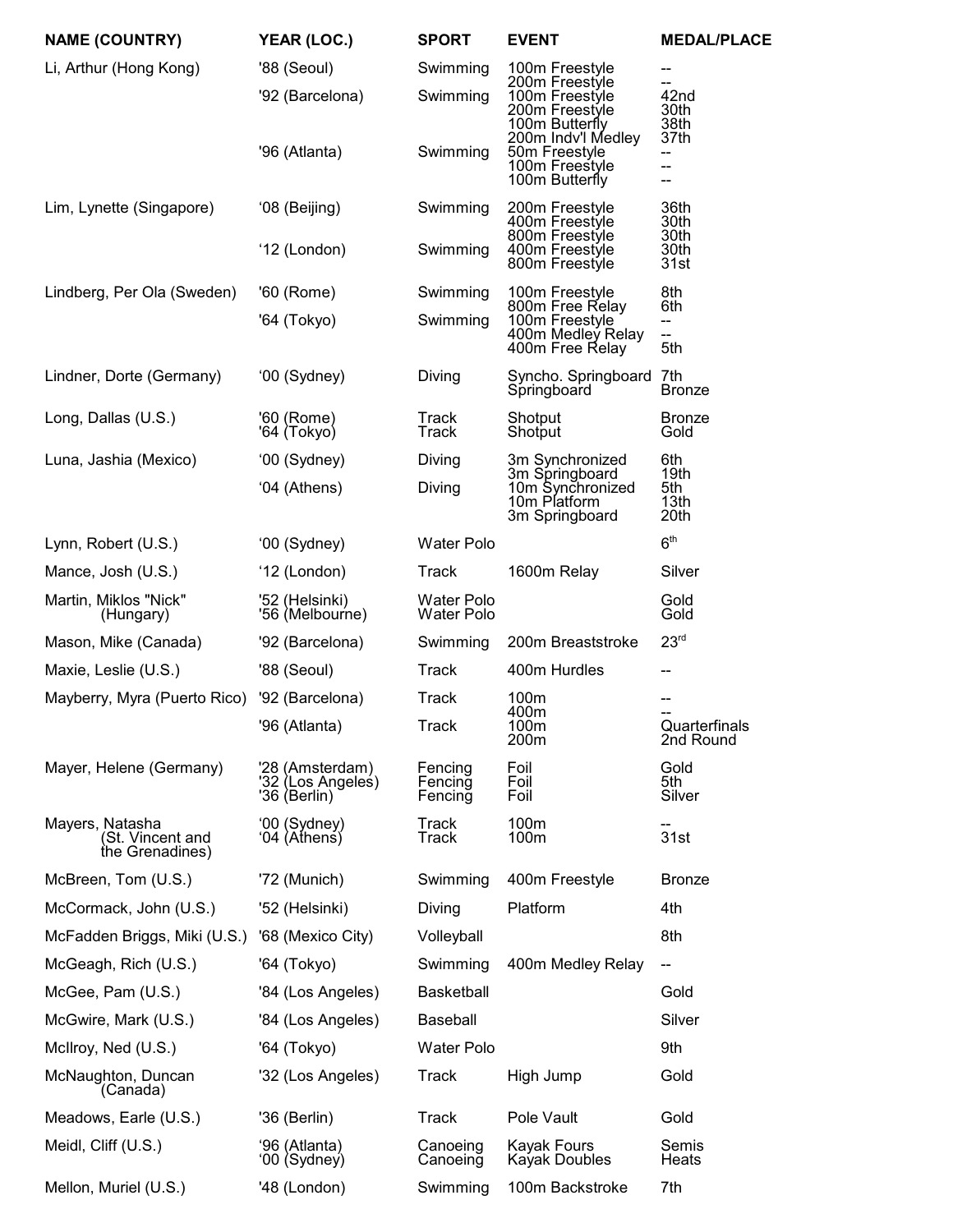| NAME (COUNTRY) | YEAR (LOC.) | SPORT | EVENT | MEDAL/PLACE |
|---|---|---|---|---|
| Li, Arthur (Hong Kong) | '88 (Seoul) | Swimming | 100m Freestyle | -- |
| | | | 200m Freestyle | -- |
| | '92 (Barcelona) | Swimming | 100m Freestyle | 42nd |
| | | | 200m Freestyle | 30th |
| | | | 100m Butterfly | 38th |
| | | | 200m Indv'l Medley | 37th |
| | '96 (Atlanta) | Swimming | 50m Freestyle | -- |
| | | | 100m Freestyle | -- |
| | | | 100m Butterfly | -- |
| Lim, Lynette (Singapore) | '08 (Beijing) | Swimming | 200m Freestyle | 36th |
| | | | 400m Freestyle | 30th |
| | | | 800m Freestyle | 30th |
| | '12 (London) | Swimming | 400m Freestyle | 30th |
| | | | 800m Freestyle | 31st |
| Lindberg, Per Ola (Sweden) | '60 (Rome) | Swimming | 100m Freestyle | 8th |
| | | | 800m Free Relay | 6th |
| | '64 (Tokyo) | Swimming | 100m Freestyle | -- |
| | | | 400m Medley Relay | -- |
| | | | 400m Free Relay | 5th |
| Lindner, Dorte (Germany) | '00 (Sydney) | Diving | Syncho. Springboard | 7th |
| | | | Springboard | Bronze |
| Long, Dallas (U.S.) | '60 (Rome) | Track | Shotput | Bronze |
| | '64 (Tokyo) | Track | Shotput | Gold |
| Luna, Jashia (Mexico) | '00 (Sydney) | Diving | 3m Synchronized | 6th |
| | | | 3m Springboard | 19th |
| | '04 (Athens) | Diving | 10m Synchronized | 5th |
| | | | 10m Platform | 13th |
| | | | 3m Springboard | 20th |
| Lynn, Robert (U.S.) | '00 (Sydney) | Water Polo | | 6th |
| Mance, Josh (U.S.) | '12 (London) | Track | 1600m Relay | Silver |
| Martin, Miklos "Nick" (Hungary) | '52 (Helsinki) | Water Polo | | Gold |
| | '56 (Melbourne) | Water Polo | | Gold |
| Mason, Mike (Canada) | '92 (Barcelona) | Swimming | 200m Breaststroke | 23rd |
| Maxie, Leslie (U.S.) | '88 (Seoul) | Track | 400m Hurdles | -- |
| Mayberry, Myra (Puerto Rico) | '92 (Barcelona) | Track | 100m | -- |
| | | | 400m | -- |
| | '96 (Atlanta) | Track | 100m | Quarterfinals |
| | | | 200m | 2nd Round |
| Mayer, Helene (Germany) | '28 (Amsterdam) | Fencing | Foil | Gold |
| | '32 (Los Angeles) | Fencing | Foil | 5th |
| | '36 (Berlin) | Fencing | Foil | Silver |
| Mayers, Natasha (St. Vincent and the Grenadines) | '00 (Sydney) | Track | 100m | -- |
| | '04 (Athens) | Track | 100m | 31st |
| McBreen, Tom (U.S.) | '72 (Munich) | Swimming | 400m Freestyle | Bronze |
| McCormack, John (U.S.) | '52 (Helsinki) | Diving | Platform | 4th |
| McFadden Briggs, Miki (U.S.) | '68 (Mexico City) | Volleyball | | 8th |
| McGeagh, Rich (U.S.) | '64 (Tokyo) | Swimming | 400m Medley Relay | -- |
| McGee, Pam (U.S.) | '84 (Los Angeles) | Basketball | | Gold |
| McGwire, Mark (U.S.) | '84 (Los Angeles) | Baseball | | Silver |
| McIlroy, Ned (U.S.) | '64 (Tokyo) | Water Polo | | 9th |
| McNaughton, Duncan (Canada) | '32 (Los Angeles) | Track | High Jump | Gold |
| Meadows, Earle (U.S.) | '36 (Berlin) | Track | Pole Vault | Gold |
| Meidl, Cliff (U.S.) | '96 (Atlanta) | Canoeing | Kayak Fours | Semis |
| | '00 (Sydney) | Canoeing | Kayak Doubles | Heats |
| Mellon, Muriel (U.S.) | '48 (London) | Swimming | 100m Backstroke | 7th |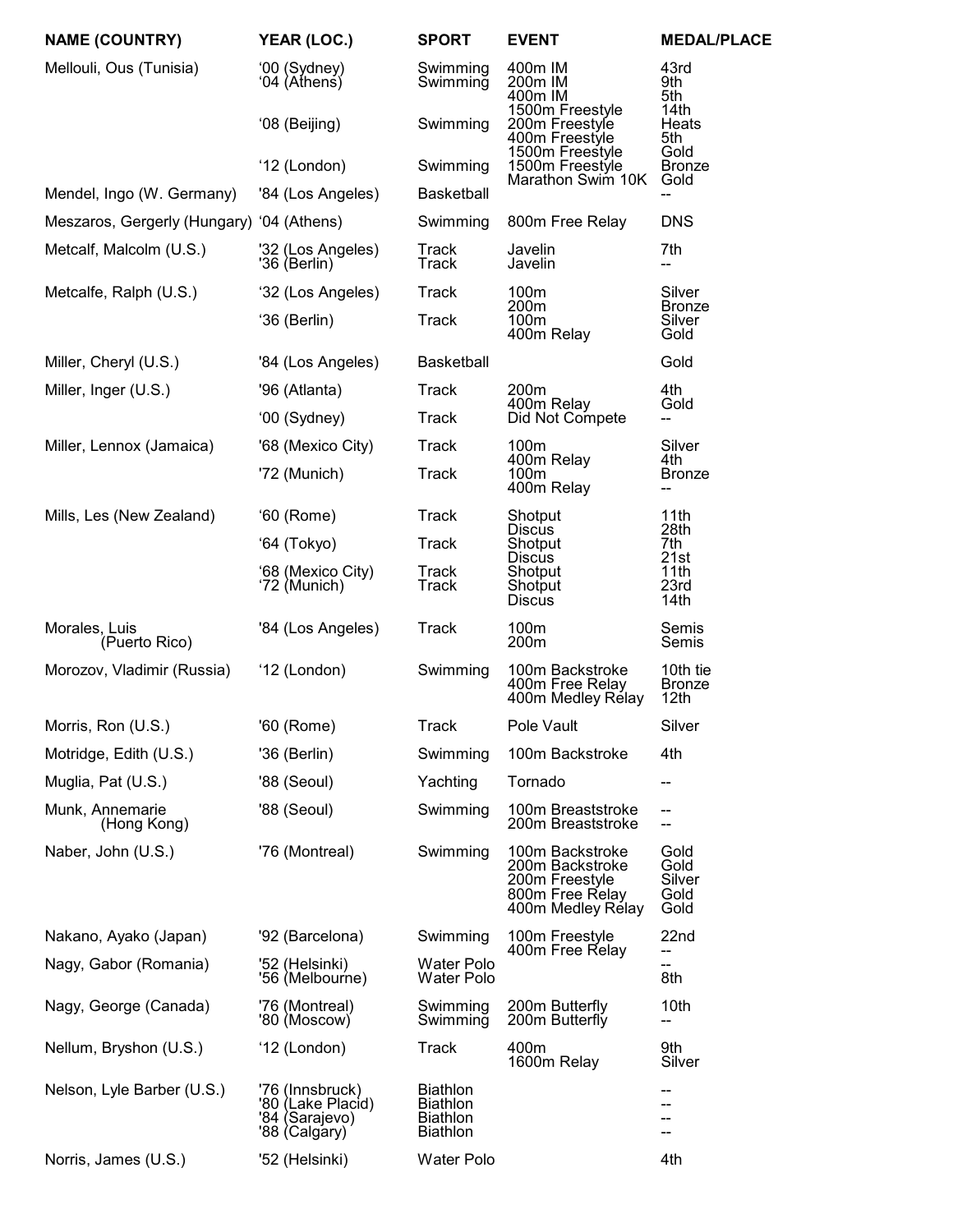| NAME (COUNTRY) | YEAR (LOC.) | SPORT | EVENT | MEDAL/PLACE |
|---|---|---|---|---|
| Mellouli, Ous (Tunisia) | ‘00 (Sydney) | Swimming | 400m IM | 43rd |
| | ‘04 (Athens) | Swimming | 200m IM | 9th |
| | | | 400m IM | 5th |
| | | | 1500m Freestyle | 14th |
| | ‘08 (Beijing) | Swimming | 200m Freestyle | Heats |
| | | | 400m Freestyle | 5th |
| | | | 1500m Freestyle | Gold |
| | ‘12 (London) | Swimming | 1500m Freestyle | Bronze |
| | | | Marathon Swim 10K | Gold |
| Mendel, Ingo (W. Germany) | '84 (Los Angeles) | Basketball | | -- |
| Meszaros, Gergerly (Hungary) | ‘04 (Athens) | Swimming | 800m Free Relay | DNS |
| Metcalf, Malcolm (U.S.) | '32 (Los Angeles) | Track | Javelin | 7th |
| | '36 (Berlin) | Track | Javelin | -- |
| Metcalfe, Ralph (U.S.) | ‘32 (Los Angeles) | Track | 100m | Silver |
| | | | 200m | Bronze |
| | ‘36 (Berlin) | Track | 100m | Silver |
| | | | 400m Relay | Gold |
| Miller, Cheryl (U.S.) | '84 (Los Angeles) | Basketball | | Gold |
| Miller, Inger (U.S.) | '96 (Atlanta) | Track | 200m | 4th |
| | | | 400m Relay | Gold |
| | ‘00 (Sydney) | Track | Did Not Compete | -- |
| Miller, Lennox (Jamaica) | '68 (Mexico City) | Track | 100m | Silver |
| | | | 400m Relay | 4th |
| | '72 (Munich) | Track | 100m | Bronze |
| | | | 400m Relay | -- |
| Mills, Les (New Zealand) | ‘60 (Rome) | Track | Shotput | 11th |
| | | | Discus | 28th |
| | ‘64 (Tokyo) | Track | Shotput | 7th |
| | | | Discus | 21st |
| | ‘68 (Mexico City) | Track | Shotput | 11th |
| | ‘72 (Munich) | Track | Shotput | 23rd |
| | | | Discus | 14th |
| Morales, Luis (Puerto Rico) | '84 (Los Angeles) | Track | 100m | Semis |
| | | | 200m | Semis |
| Morozov, Vladimir (Russia) | ‘12 (London) | Swimming | 100m Backstroke | 10th tie |
| | | | 400m Free Relay | Bronze |
| | | | 400m Medley Relay | 12th |
| Morris, Ron (U.S.) | '60 (Rome) | Track | Pole Vault | Silver |
| Motridge, Edith (U.S.) | '36 (Berlin) | Swimming | 100m Backstroke | 4th |
| Muglia, Pat (U.S.) | '88 (Seoul) | Yachting | Tornado | -- |
| Munk, Annemarie (Hong Kong) | '88 (Seoul) | Swimming | 100m Breaststroke | -- |
| | | | 200m Breaststroke | -- |
| Naber, John (U.S.) | '76 (Montreal) | Swimming | 100m Backstroke | Gold |
| | | | 200m Backstroke | Gold |
| | | | 200m Freestyle | Silver |
| | | | 800m Free Relay | Gold |
| | | | 400m Medley Relay | Gold |
| Nakano, Ayako (Japan) | '92 (Barcelona) | Swimming | 100m Freestyle | 22nd |
| | | | 400m Free Relay | -- |
| Nagy, Gabor (Romania) | '52 (Helsinki) | Water Polo | | -- |
| | '56 (Melbourne) | Water Polo | | 8th |
| Nagy, George (Canada) | '76 (Montreal) | Swimming | 200m Butterfly | 10th |
| | '80 (Moscow) | Swimming | 200m Butterfly | -- |
| Nellum, Bryshon (U.S.) | ‘12 (London) | Track | 400m | 9th |
| | | | 1600m Relay | Silver |
| Nelson, Lyle Barber (U.S.) | '76 (Innsbruck) | Biathlon | | -- |
| | '80 (Lake Placid) | Biathlon | | -- |
| | '84 (Sarajevo) | Biathlon | | -- |
| | '88 (Calgary) | Biathlon | | -- |
| Norris, James (U.S.) | '52 (Helsinki) | Water Polo | | 4th |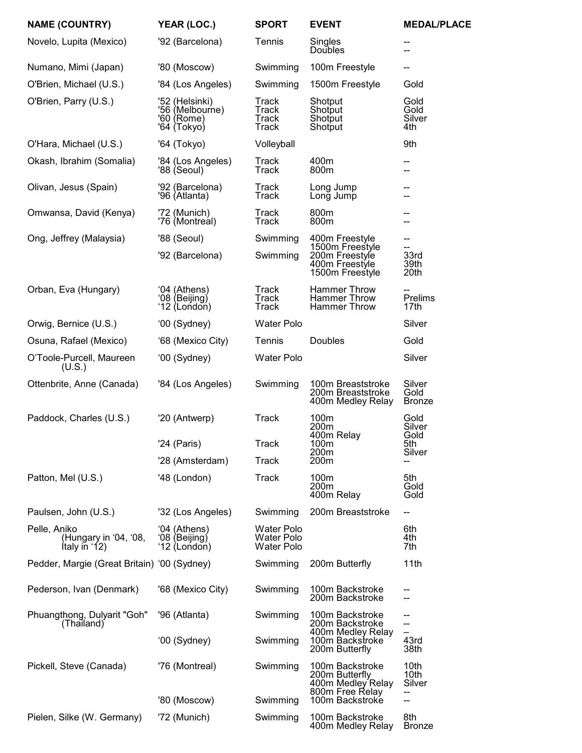| NAME (COUNTRY) | YEAR (LOC.) | SPORT | EVENT | MEDAL/PLACE |
|---|---|---|---|---|
| Novelo, Lupita (Mexico) | '92 (Barcelona) | Tennis | Singles | -- |
| | | | Doubles | -- |
| Numano, Mimi (Japan) | '80 (Moscow) | Swimming | 100m Freestyle | -- |
| O'Brien, Michael (U.S.) | '84 (Los Angeles) | Swimming | 1500m Freestyle | Gold |
| O'Brien, Parry (U.S.) | '52 (Helsinki) | Track | Shotput | Gold |
| | '56 (Melbourne) | Track | Shotput | Gold |
| | '60 (Rome) | Track | Shotput | Silver |
| | '64 (Tokyo) | Track | Shotput | 4th |
| O'Hara, Michael (U.S.) | '64 (Tokyo) | Volleyball | | 9th |
| Okash, Ibrahim (Somalia) | '84 (Los Angeles) | Track | 400m | -- |
| | '88 (Seoul) | Track | 800m | -- |
| Olivan, Jesus (Spain) | '92 (Barcelona) | Track | Long Jump | -- |
| | '96 (Atlanta) | Track | Long Jump | -- |
| Omwansa, David (Kenya) | '72 (Munich) | Track | 800m | -- |
| | '76 (Montreal) | Track | 800m | -- |
| Ong, Jeffrey (Malaysia) | '88 (Seoul) | Swimming | 400m Freestyle | -- |
| | | | 1500m Freestyle | -- |
| | '92 (Barcelona) | Swimming | 200m Freestyle | 33rd |
| | | | 400m Freestyle | 39th |
| | | | 1500m Freestyle | 20th |
| Orban, Eva (Hungary) | '04 (Athens) | Track | Hammer Throw | -- |
| | '08 (Beijing) | Track | Hammer Throw | Prelims |
| | '12 (London) | Track | Hammer Throw | 17th |
| Orwig, Bernice (U.S.) | '00 (Sydney) | Water Polo | | Silver |
| Osuna, Rafael (Mexico) | '68 (Mexico City) | Tennis | Doubles | Gold |
| O'Toole-Purcell, Maureen (U.S.) | '00 (Sydney) | Water Polo | | Silver |
| Ottenbrite, Anne (Canada) | '84 (Los Angeles) | Swimming | 100m Breaststroke | Silver |
| | | | 200m Breaststroke | Gold |
| | | | 400m Medley Relay | Bronze |
| Paddock, Charles (U.S.) | '20 (Antwerp) | Track | 100m | Gold |
| | | | 200m | Silver |
| | | | 400m Relay | Gold |
| | '24 (Paris) | Track | 100m | 5th |
| | | | 200m | Silver |
| | '28 (Amsterdam) | Track | 200m | -- |
| Patton, Mel (U.S.) | '48 (London) | Track | 100m | 5th |
| | | | 200m | Gold |
| | | | 400m Relay | Gold |
| Paulsen, John (U.S.) | '32 (Los Angeles) | Swimming | 200m Breaststroke | -- |
| Pelle, Aniko (Hungary in '04, '08, Italy in '12) | '04 (Athens) | Water Polo | | 6th |
| | '08 (Beijing) | Water Polo | | 4th |
| | '12 (London) | Water Polo | | 7th |
| Pedder, Margie (Great Britain) | '00 (Sydney) | Swimming | 200m Butterfly | 11th |
| Pederson, Ivan (Denmark) | '68 (Mexico City) | Swimming | 100m Backstroke | -- |
| | | | 200m Backstroke | -- |
| Phuangthong, Dulyarit "Goh" (Thailand) | '96 (Atlanta) | Swimming | 100m Backstroke | -- |
| | | | 200m Backstroke | -- |
| | | | 400m Medley Relay | – |
| | '00 (Sydney) | Swimming | 100m Backstroke | 43rd |
| | | | 200m Butterfly | 38th |
| Pickell, Steve (Canada) | '76 (Montreal) | Swimming | 100m Backstroke | 10th |
| | | | 200m Butterfly | 10th |
| | | | 400m Medley Relay | Silver |
| | | | 800m Free Relay | -- |
| | '80 (Moscow) | Swimming | 100m Backstroke | -- |
| Pielen, Silke (W. Germany) | '72 (Munich) | Swimming | 100m Backstroke | 8th |
| | | | 400m Medley Relay | Bronze |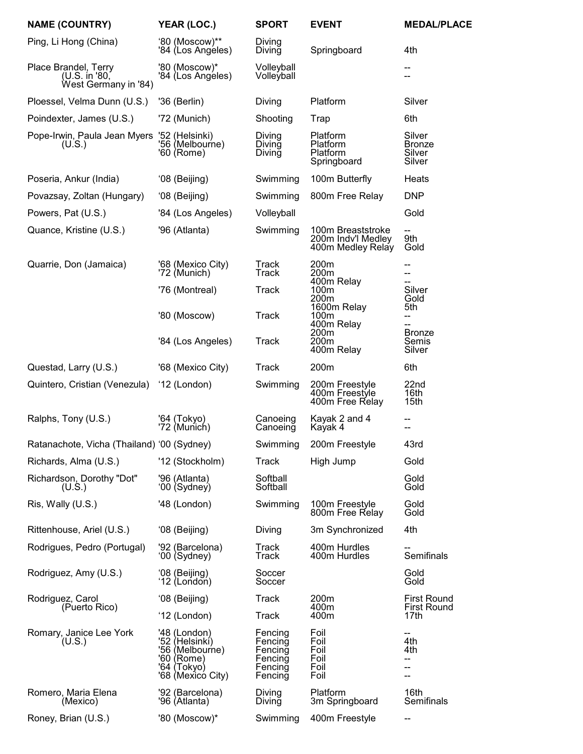| NAME (COUNTRY) | YEAR (LOC.) | SPORT | EVENT | MEDAL/PLACE |
|---|---|---|---|---|
| Ping, Li Hong (China) | '80 (Moscow)** | Diving | | |
| | '84 (Los Angeles) | Diving | Springboard | 4th |
| Place Brandel, Terry (U.S. in '80, West Germany in '84) | '80 (Moscow)* | Volleyball | | -- |
| | '84 (Los Angeles) | Volleyball | | -- |
| Ploessel, Velma Dunn (U.S.) | '36 (Berlin) | Diving | Platform | Silver |
| Poindexter, James (U.S.) | '72 (Munich) | Shooting | Trap | 6th |
| Pope-Irwin, Paula Jean Myers (U.S.) | '52 (Helsinki) | Diving | Platform | Silver |
| | '56 (Melbourne) | Diving | Platform | Bronze |
| | '60 (Rome) | Diving | Platform | Silver |
| | | | Springboard | Silver |
| Poseria, Ankur (India) | '08 (Beijing) | Swimming | 100m Butterfly | Heats |
| Povazsay, Zoltan (Hungary) | '08 (Beijing) | Swimming | 800m Free Relay | DNP |
| Powers, Pat (U.S.) | '84 (Los Angeles) | Volleyball | | Gold |
| Quance, Kristine (U.S.) | '96 (Atlanta) | Swimming | 100m Breaststroke | -- |
| | | | 200m Indv'l Medley | 9th |
| | | | 400m Medley Relay | Gold |
| Quarrie, Don (Jamaica) | '68 (Mexico City) | Track | 200m | -- |
| | '72 (Munich) | Track | 200m | -- |
| | | | 400m Relay | -- |
| | '76 (Montreal) | Track | 100m | Silver |
| | | | 200m | Gold |
| | | | 1600m Relay | 5th |
| | '80 (Moscow) | Track | 100m | -- |
| | | | 400m Relay | -- |
| | | | 200m | Bronze |
| | '84 (Los Angeles) | Track | 200m | Semis |
| | | | 400m Relay | Silver |
| Questad, Larry (U.S.) | '68 (Mexico City) | Track | 200m | 6th |
| Quintero, Cristian (Venezula) | '12 (London) | Swimming | 200m Freestyle | 22nd |
| | | | 400m Freestyle | 16th |
| | | | 400m Free Relay | 15th |
| Ralphs, Tony (U.S.) | '64 (Tokyo) | Canoeing | Kayak 2 and 4 | -- |
| | '72 (Munich) | Canoeing | Kayak 4 | -- |
| Ratanachote, Vicha (Thailand) | '00 (Sydney) | Swimming | 200m Freestyle | 43rd |
| Richards, Alma (U.S.) | '12 (Stockholm) | Track | High Jump | Gold |
| Richardson, Dorothy "Dot" (U.S.) | '96 (Atlanta) | Softball | | Gold |
| | '00 (Sydney) | Softball | | Gold |
| Ris, Wally (U.S.) | '48 (London) | Swimming | 100m Freestyle | Gold |
| | | | 800m Free Relay | Gold |
| Rittenhouse, Ariel (U.S.) | '08 (Beijing) | Diving | 3m Synchronized | 4th |
| Rodrigues, Pedro (Portugal) | '92 (Barcelona) | Track | 400m Hurdles | -- |
| | '00 (Sydney) | Track | 400m Hurdles | Semifinals |
| Rodriguez, Amy (U.S.) | '08 (Beijing) | Soccer | | Gold |
| | '12 (London) | Soccer | | Gold |
| Rodriguez, Carol (Puerto Rico) | '08 (Beijing) | Track | 200m | First Round |
| | | | 400m | First Round |
| | '12 (London) | Track | 400m | 17th |
| Romary, Janice Lee York (U.S.) | '48 (London) | Fencing | Foil | -- |
| | '52 (Helsinki) | Fencing | Foil | 4th |
| | '56 (Melbourne) | Fencing | Foil | 4th |
| | '60 (Rome) | Fencing | Foil | -- |
| | '64 (Tokyo) | Fencing | Foil | -- |
| | '68 (Mexico City) | Fencing | Foil | -- |
| Romero, Maria Elena (Mexico) | '92 (Barcelona) | Diving | Platform | 16th |
| | '96 (Atlanta) | Diving | 3m Springboard | Semifinals |
| Roney, Brian (U.S.) | '80 (Moscow)* | Swimming | 400m Freestyle | -- |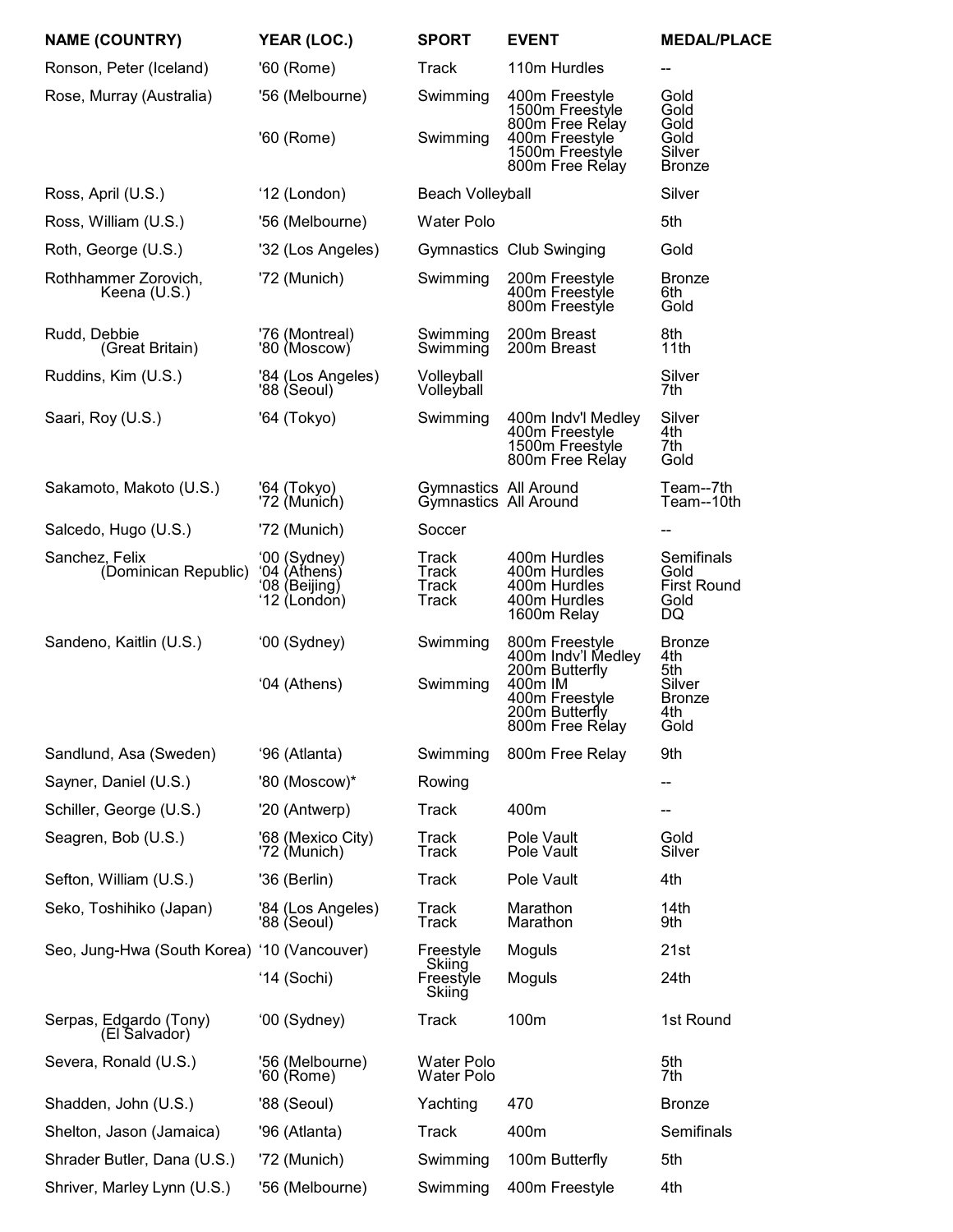| NAME (COUNTRY) | YEAR (LOC.) | SPORT | EVENT | MEDAL/PLACE |
|---|---|---|---|---|
| Ronson, Peter (Iceland) | '60 (Rome) | Track | 110m Hurdles | -- |
| Rose, Murray (Australia) | '56 (Melbourne) | Swimming | 400m Freestyle<br>1500m Freestyle<br>800m Free Relay | Gold<br>Gold<br>Gold |
| | '60 (Rome) | Swimming | 400m Freestyle<br>1500m Freestyle<br>800m Free Relay | Gold<br>Silver<br>Bronze |
| Ross, April (U.S.) | '12 (London) | Beach Volleyball | | Silver |
| Ross, William (U.S.) | '56 (Melbourne) | Water Polo | | 5th |
| Roth, George (U.S.) | '32 (Los Angeles) | Gymnastics | Club Swinging | Gold |
| Rothhammer Zorovich, Keena (U.S.) | '72 (Munich) | Swimming | 200m Freestyle<br>400m Freestyle<br>800m Freestyle | Bronze<br>6th<br>Gold |
| Rudd, Debbie (Great Britain) | '76 (Montreal)<br>'80 (Moscow) | Swimming<br>Swimming | 200m Breast<br>200m Breast | 8th<br>11th |
| Ruddins, Kim (U.S.) | '84 (Los Angeles)<br>'88 (Seoul) | Volleyball<br>Volleyball | | Silver<br>7th |
| Saari, Roy (U.S.) | '64 (Tokyo) | Swimming | 400m Indv'l Medley<br>400m Freestyle<br>1500m Freestyle<br>800m Free Relay | Silver<br>4th<br>7th<br>Gold |
| Sakamoto, Makoto (U.S.) | '64 (Tokyo)<br>'72 (Munich) | Gymnastics<br>Gymnastics | All Around<br>All Around | Team--7th<br>Team--10th |
| Salcedo, Hugo (U.S.) | '72 (Munich) | Soccer | | -- |
| Sanchez, Felix (Dominican Republic) | '00 (Sydney)<br>'04 (Athens)<br>'08 (Beijing)<br>'12 (London) | Track<br>Track<br>Track<br>Track | 400m Hurdles<br>400m Hurdles<br>400m Hurdles<br>400m Hurdles<br>1600m Relay | Semifinals<br>Gold<br>First Round<br>Gold<br>DQ |
| Sandeno, Kaitlin (U.S.) | '00 (Sydney) | Swimming | 800m Freestyle<br>400m Indv'l Medley<br>200m Butterfly | Bronze<br>4th<br>5th |
| | '04 (Athens) | Swimming | 400m IM<br>400m Freestyle<br>200m Butterfly<br>800m Free Relay | Silver<br>Bronze<br>4th<br>Gold |
| Sandlund, Asa (Sweden) | '96 (Atlanta) | Swimming | 800m Free Relay | 9th |
| Sayner, Daniel (U.S.) | '80 (Moscow)* | Rowing | | -- |
| Schiller, George (U.S.) | '20 (Antwerp) | Track | 400m | -- |
| Seagren, Bob (U.S.) | '68 (Mexico City)<br>'72 (Munich) | Track<br>Track | Pole Vault<br>Pole Vault | Gold<br>Silver |
| Sefton, William (U.S.) | '36 (Berlin) | Track | Pole Vault | 4th |
| Seko, Toshihiko (Japan) | '84 (Los Angeles)<br>'88 (Seoul) | Track<br>Track | Marathon<br>Marathon | 14th<br>9th |
| Seo, Jung-Hwa (South Korea) | '10 (Vancouver) | Freestyle Skiing | Moguls | 21st |
| | '14 (Sochi) | Freestyle Skiing | Moguls | 24th |
| Serpas, Edgardo (Tony) (El Salvador) | '00 (Sydney) | Track | 100m | 1st Round |
| Severa, Ronald (U.S.) | '56 (Melbourne)<br>'60 (Rome) | Water Polo<br>Water Polo | | 5th<br>7th |
| Shadden, John (U.S.) | '88 (Seoul) | Yachting | 470 | Bronze |
| Shelton, Jason (Jamaica) | '96 (Atlanta) | Track | 400m | Semifinals |
| Shrader Butler, Dana (U.S.) | '72 (Munich) | Swimming | 100m Butterfly | 5th |
| Shriver, Marley Lynn (U.S.) | '56 (Melbourne) | Swimming | 400m Freestyle | 4th |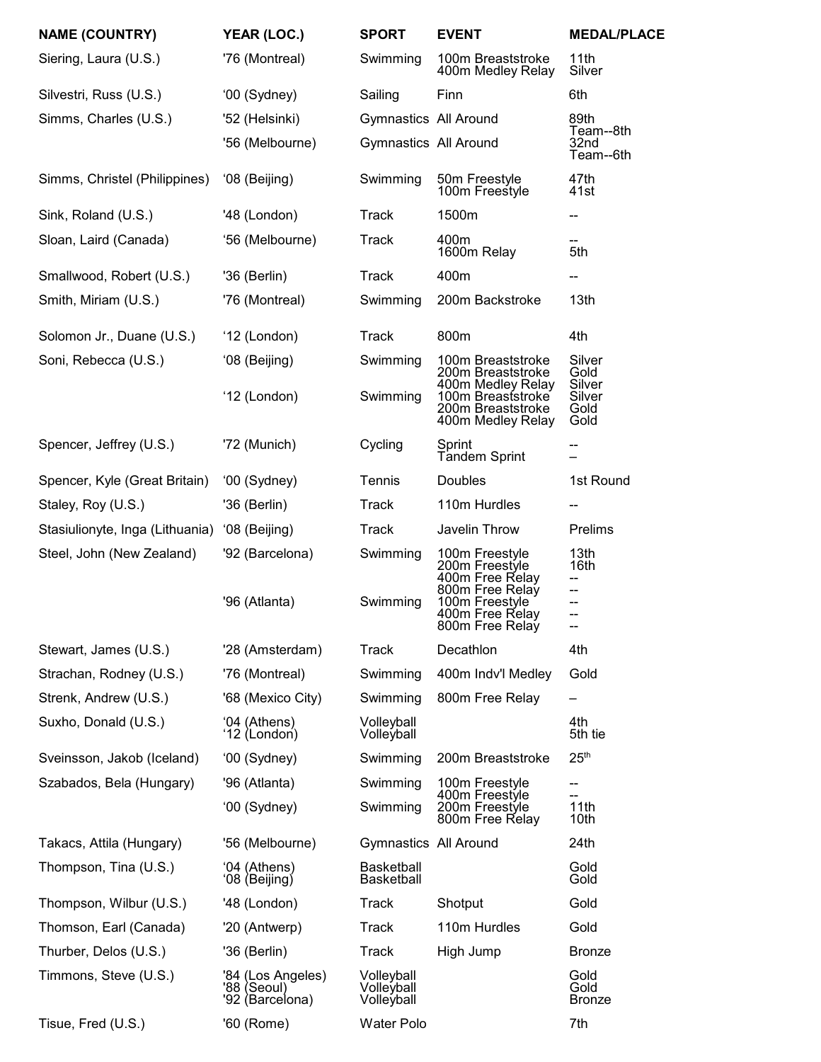| NAME (COUNTRY) | YEAR (LOC.) | SPORT | EVENT | MEDAL/PLACE |
|---|---|---|---|---|
| Siering, Laura (U.S.) | '76 (Montreal) | Swimming | 100m Breaststroke<br>400m Medley Relay | 11th<br>Silver |
| Silvestri, Russ (U.S.) | '00 (Sydney) | Sailing | Finn | 6th |
| Simms, Charles (U.S.) | '52 (Helsinki) | Gymnastics | All Around | 89th<br>Team--8th |
| | '56 (Melbourne) | Gymnastics | All Around | 32nd<br>Team--6th |
| Simms, Christel (Philippines) | '08 (Beijing) | Swimming | 50m Freestyle<br>100m Freestyle | 47th<br>41st |
| Sink, Roland (U.S.) | '48 (London) | Track | 1500m | -- |
| Sloan, Laird (Canada) | '56 (Melbourne) | Track | 400m<br>1600m Relay | --<br>5th |
| Smallwood, Robert (U.S.) | '36 (Berlin) | Track | 400m | -- |
| Smith, Miriam (U.S.) | '76 (Montreal) | Swimming | 200m Backstroke | 13th |
| Solomon Jr., Duane (U.S.) | '12 (London) | Track | 800m | 4th |
| Soni, Rebecca (U.S.) | '08 (Beijing) | Swimming | 100m Breaststroke<br>200m Breaststroke<br>400m Medley Relay | Silver<br>Gold<br>Silver |
| | '12 (London) | Swimming | 100m Breaststroke<br>200m Breaststroke<br>400m Medley Relay | Silver<br>Gold<br>Gold |
| Spencer, Jeffrey (U.S.) | '72 (Munich) | Cycling | Sprint<br>Tandem Sprint | --<br>– |
| Spencer, Kyle (Great Britain) | '00 (Sydney) | Tennis | Doubles | 1st Round |
| Staley, Roy (U.S.) | '36 (Berlin) | Track | 110m Hurdles | -- |
| Stasiulionyte, Inga (Lithuania) | '08 (Beijing) | Track | Javelin Throw | Prelims |
| Steel, John (New Zealand) | '92 (Barcelona) | Swimming | 100m Freestyle<br>200m Freestyle<br>400m Free Relay<br>800m Free Relay | 13th<br>16th<br>--<br>-- |
| | '96 (Atlanta) | Swimming | 100m Freestyle<br>400m Free Relay<br>800m Free Relay | --<br>--<br>-- |
| Stewart, James (U.S.) | '28 (Amsterdam) | Track | Decathlon | 4th |
| Strachan, Rodney (U.S.) | '76 (Montreal) | Swimming | 400m Indv'l Medley | Gold |
| Strenk, Andrew (U.S.) | '68 (Mexico City) | Swimming | 800m Free Relay | – |
| Suxho, Donald (U.S.) | '04 (Athens)<br>'12 (London) | Volleyball<br>Volleyball | | 4th<br>5th tie |
| Sveinsson, Jakob (Iceland) | '00 (Sydney) | Swimming | 200m Breaststroke | 25th |
| Szabados, Bela (Hungary) | '96 (Atlanta) | Swimming | 100m Freestyle<br>400m Freestyle | --<br>-- |
| | '00 (Sydney) | Swimming | 200m Freestyle<br>800m Free Relay | 11th<br>10th |
| Takacs, Attila (Hungary) | '56 (Melbourne) | Gymnastics | All Around | 24th |
| Thompson, Tina (U.S.) | '04 (Athens)<br>'08 (Beijing) | Basketball<br>Basketball | | Gold<br>Gold |
| Thompson, Wilbur (U.S.) | '48 (London) | Track | Shotput | Gold |
| Thomson, Earl (Canada) | '20 (Antwerp) | Track | 110m Hurdles | Gold |
| Thurber, Delos (U.S.) | '36 (Berlin) | Track | High Jump | Bronze |
| Timmons, Steve (U.S.) | '84 (Los Angeles)<br>'88 (Seoul)<br>'92 (Barcelona) | Volleyball<br>Volleyball<br>Volleyball | | Gold<br>Gold<br>Bronze |
| Tisue, Fred (U.S.) | '60 (Rome) | Water Polo | | 7th |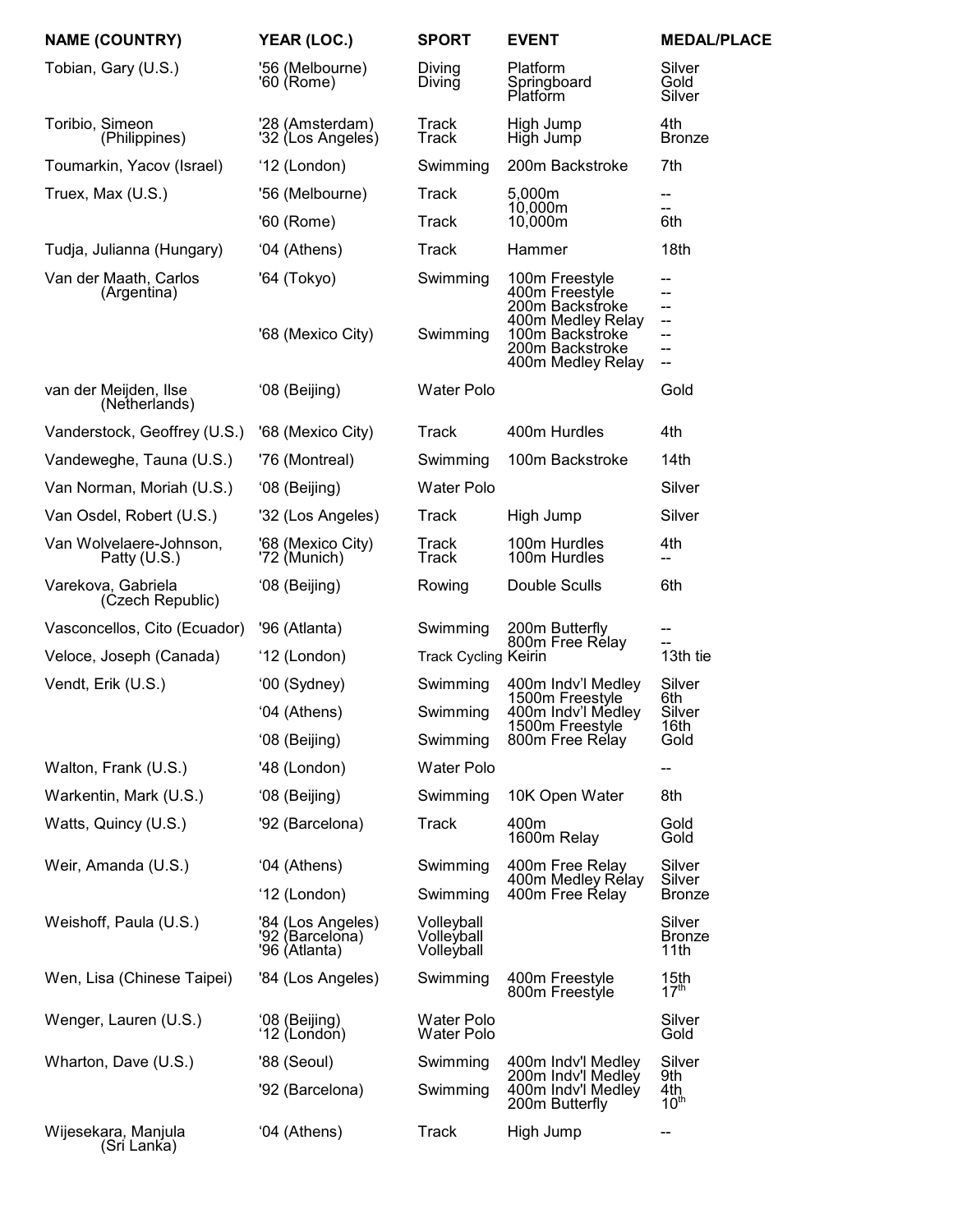| NAME (COUNTRY) | YEAR (LOC.) | SPORT | EVENT | MEDAL/PLACE |
|---|---|---|---|---|
| Tobian, Gary (U.S.) | '56 (Melbourne)<br>'60 (Rome) | Diving<br>Diving | Platform<br>Springboard<br>Platform | Silver<br>Gold<br>Silver |
| Toribio, Simeon (Philippines) | '28 (Amsterdam)<br>'32 (Los Angeles) | Track<br>Track | High Jump<br>High Jump | 4th<br>Bronze |
| Toumarkin, Yacov (Israel) | '12 (London) | Swimming | 200m Backstroke | 7th |
| Truex, Max (U.S.) | '56 (Melbourne) | Track | 5,000m<br>10,000m | --<br>-- |
| | '60 (Rome) | Track | 10,000m | 6th |
| Tudja, Julianna (Hungary) | '04 (Athens) | Track | Hammer | 18th |
| Van der Maath, Carlos (Argentina) | '64 (Tokyo) | Swimming | 100m Freestyle<br>400m Freestyle<br>200m Backstroke<br>400m Medley Relay | --<br>--<br>--<br>-- |
| | '68 (Mexico City) | Swimming | 100m Backstroke<br>200m Backstroke<br>400m Medley Relay | --<br>--<br>-- |
| van der Meijden, Ilse (Netherlands) | '08 (Beijing) | Water Polo | | Gold |
| Vanderstock, Geoffrey (U.S.) | '68 (Mexico City) | Track | 400m Hurdles | 4th |
| Vandeweghe, Tauna (U.S.) | '76 (Montreal) | Swimming | 100m Backstroke | 14th |
| Van Norman, Moriah (U.S.) | '08 (Beijing) | Water Polo | | Silver |
| Van Osdel, Robert (U.S.) | '32 (Los Angeles) | Track | High Jump | Silver |
| Van Wolvelaere-Johnson, Patty (U.S.) | '68 (Mexico City)<br>'72 (Munich) | Track<br>Track | 100m Hurdles<br>100m Hurdles | 4th<br>-- |
| Varekova, Gabriela (Czech Republic) | '08 (Beijing) | Rowing | Double Sculls | 6th |
| Vasconcellos, Cito (Ecuador) | '96 (Atlanta) | Swimming | 200m Butterfly<br>800m Free Relay | --<br>-- |
| Veloce, Joseph (Canada) | '12 (London) | Track Cycling | Keirin | 13th tie |
| Vendt, Erik (U.S.) | '00 (Sydney) | Swimming | 400m Indv'l Medley<br>1500m Freestyle | Silver<br>6th |
| | '04 (Athens) | Swimming | 400m Indv'l Medley<br>1500m Freestyle | Silver<br>16th |
| | '08 (Beijing) | Swimming | 800m Free Relay | Gold |
| Walton, Frank (U.S.) | '48 (London) | Water Polo | | -- |
| Warkentin, Mark (U.S.) | '08 (Beijing) | Swimming | 10K Open Water | 8th |
| Watts, Quincy (U.S.) | '92 (Barcelona) | Track | 400m<br>1600m Relay | Gold<br>Gold |
| Weir, Amanda (U.S.) | '04 (Athens) | Swimming | 400m Free Relay<br>400m Medley Relay | Silver<br>Silver |
| | '12 (London) | Swimming | 400m Free Relay | Bronze |
| Weishoff, Paula (U.S.) | '84 (Los Angeles)<br>'92 (Barcelona)<br>'96 (Atlanta) | Volleyball<br>Volleyball<br>Volleyball | | Silver<br>Bronze<br>11th |
| Wen, Lisa (Chinese Taipei) | '84 (Los Angeles) | Swimming | 400m Freestyle<br>800m Freestyle | 15th<br>17th |
| Wenger, Lauren (U.S.) | '08 (Beijing)<br>'12 (London) | Water Polo<br>Water Polo | | Silver<br>Gold |
| Wharton, Dave (U.S.) | '88 (Seoul) | Swimming | 400m Indv'l Medley<br>200m Indv'l Medley | Silver<br>9th |
| | '92 (Barcelona) | Swimming | 400m Indv'l Medley<br>200m Butterfly | 4th<br>10th |
| Wijesekara, Manjula (Sri Lanka) | '04 (Athens) | Track | High Jump | -- |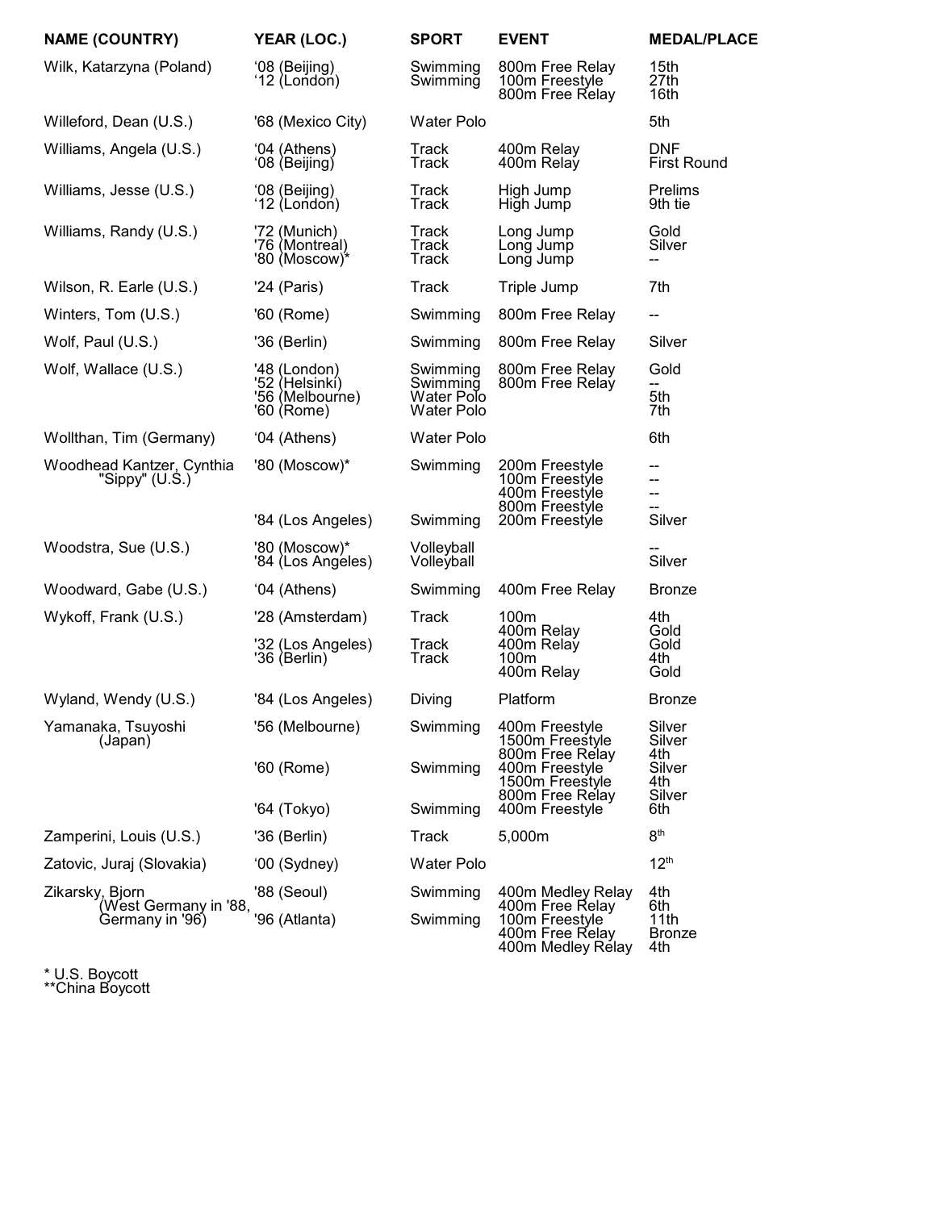| NAME (COUNTRY) | YEAR (LOC.) | SPORT | EVENT | MEDAL/PLACE |
|---|---|---|---|---|
| Wilk, Katarzyna (Poland) | '08 (Beijing) | Swimming | 800m Free Relay | 15th |
| | '12 (London) | Swimming | 100m Freestyle | 27th |
| | | | 800m Free Relay | 16th |
| Willeford, Dean (U.S.) | '68 (Mexico City) | Water Polo | | 5th |
| Williams, Angela (U.S.) | '04 (Athens) | Track | 400m Relay | DNF |
| | '08 (Beijing) | Track | 400m Relay | First Round |
| Williams, Jesse (U.S.) | '08 (Beijing) | Track | High Jump | Prelims |
| | '12 (London) | Track | High Jump | 9th tie |
| Williams, Randy (U.S.) | '72 (Munich) | Track | Long Jump | Gold |
| | '76 (Montreal) | Track | Long Jump | Silver |
| | '80 (Moscow)* | Track | Long Jump | -- |
| Wilson, R. Earle (U.S.) | '24 (Paris) | Track | Triple Jump | 7th |
| Winters, Tom (U.S.) | '60 (Rome) | Swimming | 800m Free Relay | -- |
| Wolf, Paul (U.S.) | '36 (Berlin) | Swimming | 800m Free Relay | Silver |
| Wolf, Wallace (U.S.) | '48 (London) | Swimming | 800m Free Relay | Gold |
| | '52 (Helsinki) | Swimming | 800m Free Relay | -- |
| | '56 (Melbourne) | Water Polo | | 5th |
| | '60 (Rome) | Water Polo | | 7th |
| Wollthan, Tim (Germany) | '04 (Athens) | Water Polo | | 6th |
| Woodhead Kantzer, Cynthia "Sippy" (U.S.) | '80 (Moscow)* | Swimming | 200m Freestyle | -- |
| | | | 100m Freestyle | -- |
| | | | 400m Freestyle | -- |
| | | | 800m Freestyle | -- |
| | '84 (Los Angeles) | Swimming | 200m Freestyle | Silver |
| Woodstra, Sue (U.S.) | '80 (Moscow)* | Volleyball | | -- |
| | '84 (Los Angeles) | Volleyball | | Silver |
| Woodward, Gabe (U.S.) | '04 (Athens) | Swimming | 400m Free Relay | Bronze |
| Wykoff, Frank (U.S.) | '28 (Amsterdam) | Track | 100m | 4th |
| | | | 400m Relay | Gold |
| | '32 (Los Angeles) | Track | 400m Relay | Gold |
| | '36 (Berlin) | Track | 100m | 4th |
| | | | 400m Relay | Gold |
| Wyland, Wendy (U.S.) | '84 (Los Angeles) | Diving | Platform | Bronze |
| Yamanaka, Tsuyoshi (Japan) | '56 (Melbourne) | Swimming | 400m Freestyle | Silver |
| | | | 1500m Freestyle | Silver |
| | | | 800m Free Relay | 4th |
| | '60 (Rome) | Swimming | 400m Freestyle | Silver |
| | | | 1500m Freestyle | 4th |
| | | | 800m Free Relay | Silver |
| | '64 (Tokyo) | Swimming | 400m Freestyle | 6th |
| Zamperini, Louis (U.S.) | '36 (Berlin) | Track | 5,000m | 8th |
| Zatovic, Juraj (Slovakia) | '00 (Sydney) | Water Polo | | 12th |
| Zikarsky, Bjorn (West Germany in '88, Germany in '96) | '88 (Seoul) | Swimming | 400m Medley Relay | 4th |
| | | | 400m Free Relay | 6th |
| | '96 (Atlanta) | Swimming | 100m Freestyle | 11th |
| | | | 400m Free Relay | Bronze |
| | | | 400m Medley Relay | 4th |

* U.S. Boycott
**China Boycott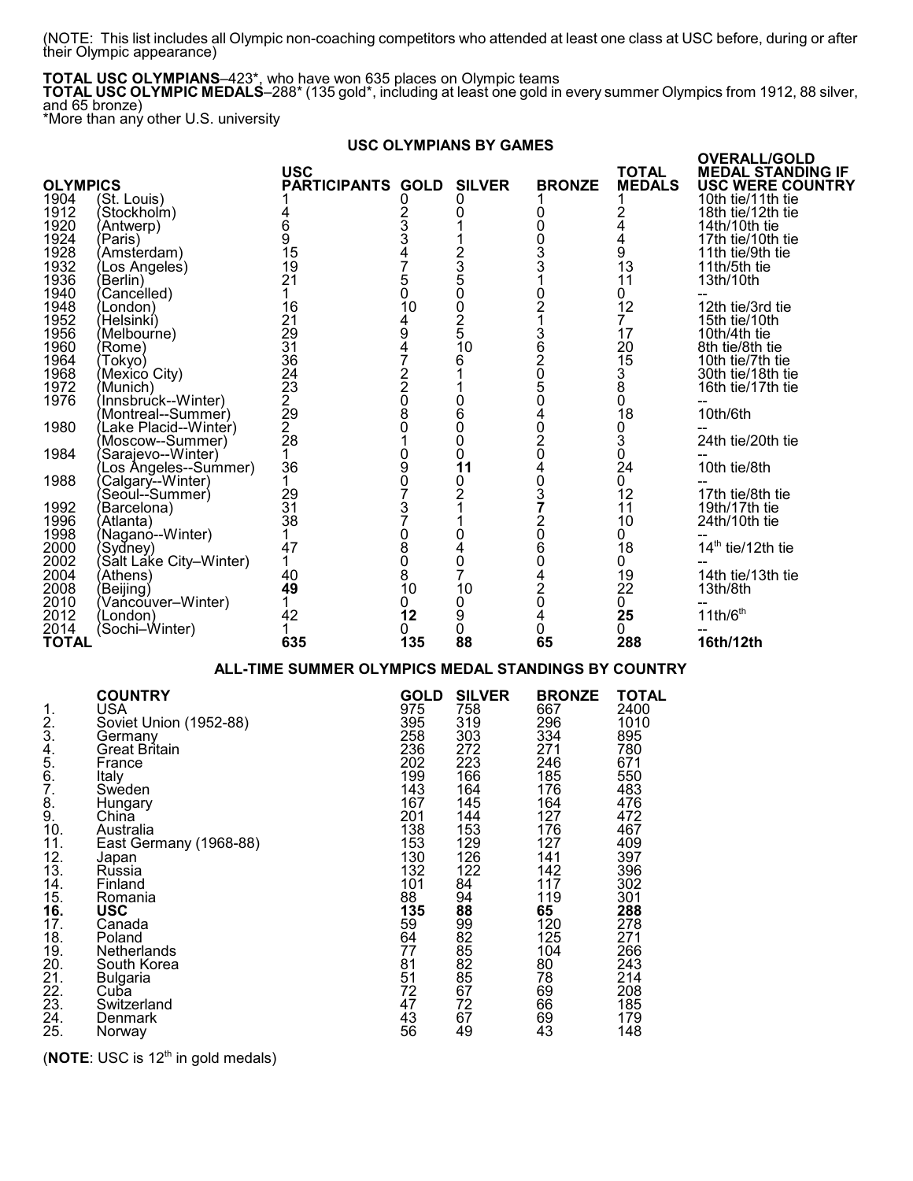(NOTE: This list includes all Olympic non-coaching competitors who attended at least one class at USC before, during or after their Olympic appearance)

**TOTAL USC OLYMPIANS**–423*, who have won 635 places on Olympic teams
**TOTAL USC OLYMPIC MEDALS**–288* (135 gold*, including at least one gold in every summer Olympics from 1912, 88 silver, and 65 bronze)
*More than any other U.S. university

## USC OLYMPIANS BY GAMES

| OLYMPICS | | USC PARTICIPANTS | GOLD | SILVER | BRONZE | TOTAL MEDALS | OVERALL/GOLD MEDAL STANDING IF USC WERE COUNTRY |
|---|---|---|---|---|---|---|---|
| 1904 | (St. Louis) | 1 | 0 | 0 | 1 | 1 | 10th tie/11th tie |
| 1912 | (Stockholm) | 4 | 2 | 0 | 0 | 2 | 18th tie/12th tie |
| 1920 | (Antwerp) | 6 | 3 | 1 | 0 | 4 | 14th/10th tie |
| 1924 | (Paris) | 9 | 3 | 1 | 0 | 4 | 17th tie/10th tie |
| 1928 | (Amsterdam) | 15 | 4 | 2 | 3 | 9 | 11th tie/9th tie |
| 1932 | (Los Angeles) | 19 | 7 | 3 | 3 | 13 | 11th/5th tie |
| 1936 | (Berlin) | 21 | 5 | 5 | 1 | 11 | 13th/10th |
| 1940 | (Cancelled) | 1 | 0 | 0 | 0 | 0 | -- |
| 1948 | (London) | 16 | 10 | 0 | 2 | 12 | 12th tie/3rd tie |
| 1952 | (Helsinki) | 21 | 4 | 2 | 1 | 7 | 15th tie/10th |
| 1956 | (Melbourne) | 29 | 9 | 5 | 3 | 17 | 10th/4th tie |
| 1960 | (Rome) | 31 | 4 | 10 | 6 | 20 | 8th tie/8th tie |
| 1964 | (Tokyo) | 36 | 7 | 6 | 2 | 15 | 10th tie/7th tie |
| 1968 | (Mexico City) | 24 | 2 | 1 | 0 | 3 | 30th tie/18th tie |
| 1972 | (Munich) | 23 | 2 | 1 | 5 | 8 | 16th tie/17th tie |
| 1976 | (Innsbruck--Winter) | 2 | 0 | 0 | 0 | 0 | -- |
| | (Montreal--Summer) | 29 | 8 | 6 | 4 | 18 | 10th/6th |
| 1980 | (Lake Placid--Winter) | 2 | 0 | 0 | 0 | 0 | -- |
| | (Moscow--Summer) | 28 | 1 | 0 | 2 | 3 | 24th tie/20th tie |
| 1984 | (Sarajevo--Winter) | 1 | 0 | 0 | 0 | 0 | -- |
| | (Los Angeles--Summer) | 36 | 9 | **11** | 4 | 24 | 10th tie/8th |
| 1988 | (Calgary--Winter) | 1 | 0 | 0 | 0 | 0 | -- |
| | (Seoul--Summer) | 29 | 7 | 2 | 3 | 12 | 17th tie/8th tie |
| 1992 | (Barcelona) | 31 | 3 | 1 | **7** | 11 | 19th/17th tie |
| 1996 | (Atlanta) | 38 | 7 | 1 | 2 | 10 | 24th/10th tie |
| 1998 | (Nagano--Winter) | 1 | 0 | 0 | 0 | 0 | -- |
| 2000 | (Sydney) | 47 | 8 | 4 | 6 | 18 | 14th tie/12th tie |
| 2002 | (Salt Lake City–Winter) | 1 | 0 | 0 | 0 | 0 | -- |
| 2004 | (Athens) | 40 | 8 | 7 | 4 | 19 | 14th tie/13th tie |
| 2008 | (Beijing) | **49** | 10 | 10 | 2 | 22 | 13th/8th |
| 2010 | (Vancouver–Winter) | 1 | 0 | 0 | 0 | 0 | -- |
| 2012 | (London) | 42 | **12** | 9 | 4 | **25** | 11th/6th |
| 2014 | (Sochi–Winter) | 1 | 0 | 0 | 0 | 0 | -- |
| **TOTAL** | | **635** | **135** | **88** | **65** | **288** | **16th/12th** |

## ALL-TIME SUMMER OLYMPICS MEDAL STANDINGS BY COUNTRY

| | COUNTRY | GOLD | SILVER | BRONZE | TOTAL |
|---|---|---|---|---|---|
| 1. | USA | 975 | 758 | 667 | 2400 |
| 2. | Soviet Union (1952-88) | 395 | 319 | 296 | 1010 |
| 3. | Germany | 258 | 303 | 334 | 895 |
| 4. | Great Britain | 236 | 272 | 271 | 780 |
| 5. | France | 202 | 223 | 246 | 671 |
| 6. | Italy | 199 | 166 | 185 | 550 |
| 7. | Sweden | 143 | 164 | 176 | 483 |
| 8. | Hungary | 167 | 145 | 164 | 476 |
| 9. | China | 201 | 144 | 127 | 472 |
| 10. | Australia | 138 | 153 | 176 | 467 |
| 11. | East Germany (1968-88) | 153 | 129 | 127 | 409 |
| 12. | Japan | 130 | 126 | 141 | 397 |
| 13. | Russia | 132 | 122 | 142 | 396 |
| 14. | Finland | 101 | 84 | 117 | 302 |
| 15. | Romania | 88 | 94 | 119 | 301 |
| **16.** | **USC** | **135** | **88** | **65** | **288** |
| 17. | Canada | 59 | 99 | 120 | 278 |
| 18. | Poland | 64 | 82 | 125 | 271 |
| 19. | Netherlands | 77 | 85 | 104 | 266 |
| 20. | South Korea | 81 | 82 | 80 | 243 |
| 21. | Bulgaria | 51 | 85 | 78 | 214 |
| 22. | Cuba | 72 | 67 | 69 | 208 |
| 23. | Switzerland | 47 | 72 | 66 | 185 |
| 24. | Denmark | 43 | 67 | 69 | 179 |
| 25. | Norway | 56 | 49 | 43 | 148 |

(**NOTE**: USC is 12th in gold medals)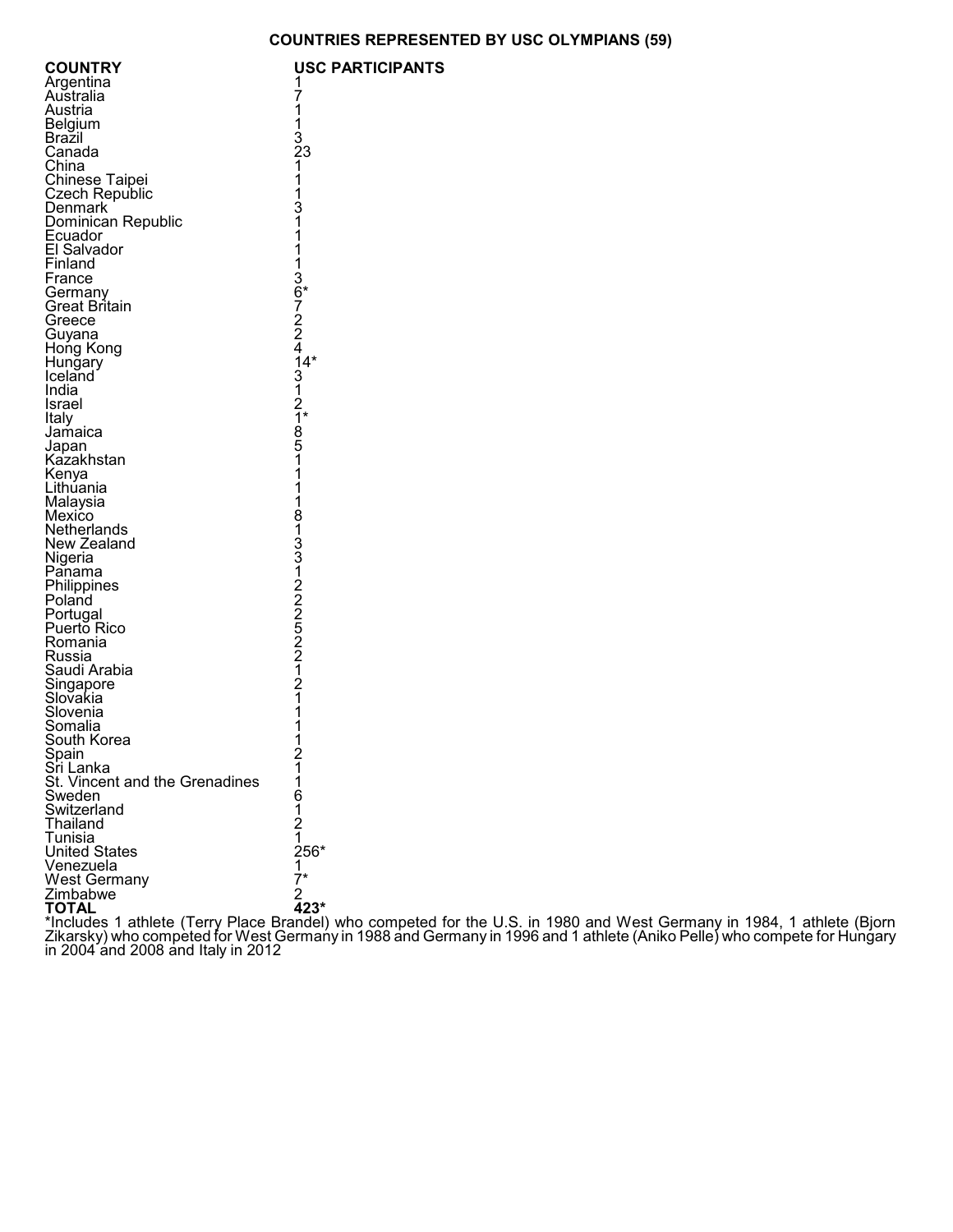## COUNTRIES REPRESENTED BY USC OLYMPIANS (59)

| COUNTRY | USC PARTICIPANTS |
|---|---|
| Argentina | 1 |
| Australia | 7 |
| Austria | 1 |
| Belgium | 1 |
| Brazil | 3 |
| Canada | 23 |
| China | 1 |
| Chinese Taipei | 1 |
| Czech Republic | 1 |
| Denmark | 3 |
| Dominican Republic | 1 |
| Ecuador | 1 |
| El Salvador | 1 |
| Finland | 1 |
| France | 3 |
| Germany | 6* |
| Great Britain | 7 |
| Greece | 2 |
| Guyana | 2 |
| Hong Kong | 4 |
| Hungary | 14* |
| Iceland | 3 |
| India | 1 |
| Israel | 2 |
| Italy | 1* |
| Jamaica | 8 |
| Japan | 5 |
| Kazakhstan | 1 |
| Kenya | 1 |
| Lithuania | 1 |
| Malaysia | 1 |
| Mexico | 8 |
| Netherlands | 1 |
| New Zealand | 3 |
| Nigeria | 3 |
| Panama | 1 |
| Philippines | 2 |
| Poland | 2 |
| Portugal | 2 |
| Puerto Rico | 5 |
| Romania | 2 |
| Russia | 2 |
| Saudi Arabia | 1 |
| Singapore | 2 |
| Slovakia | 1 |
| Slovenia | 1 |
| Somalia | 1 |
| South Korea | 1 |
| Spain | 2 |
| Sri Lanka | 1 |
| St. Vincent and the Grenadines | 1 |
| Sweden | 6 |
| Switzerland | 1 |
| Thailand | 2 |
| Tunisia | 1 |
| United States | 256* |
| Venezuela | 1 |
| West Germany | 7* |
| Zimbabwe | 2 |
| **TOTAL** | **423*** |

*Includes 1 athlete (Terry Place Brandel) who competed for the U.S. in 1980 and West Germany in 1984, 1 athlete (Bjorn Zikarsky) who competed for West Germany in 1988 and Germany in 1996 and 1 athlete (Aniko Pelle) who compete for Hungary in 2004 and 2008 and Italy in 2012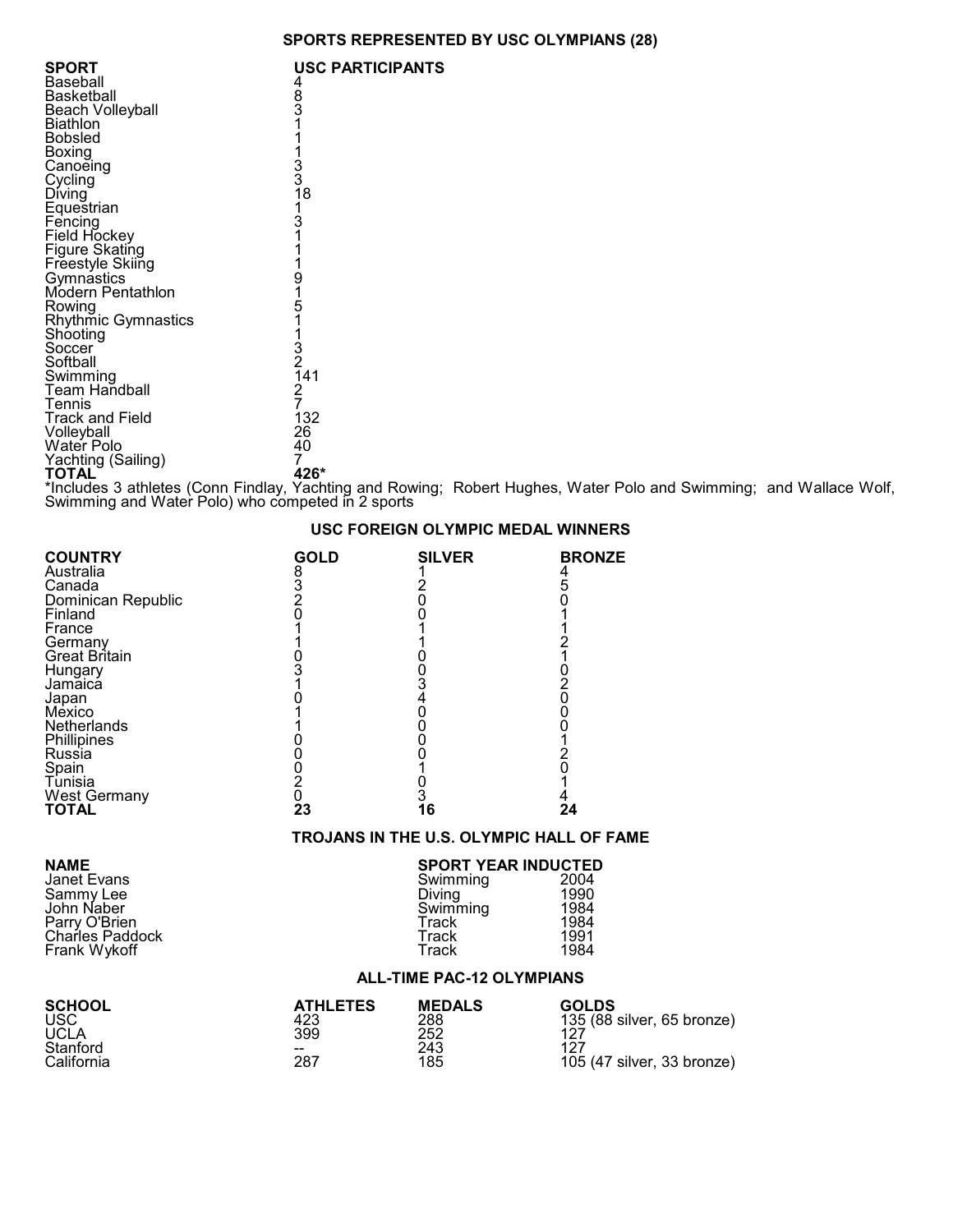## SPORTS REPRESENTED BY USC OLYMPIANS (28)

| SPORT | USC PARTICIPANTS |
|---|---|
| Baseball | 4 |
| Basketball | 8 |
| Beach Volleyball | 3 |
| Biathlon | 1 |
| Bobsled | 1 |
| Boxing | 1 |
| Canoeing | 3 |
| Cycling | 3 |
| Diving | 18 |
| Equestrian | 1 |
| Fencing | 3 |
| Field Hockey | 1 |
| Figure Skating | 1 |
| Freestyle Skiing | 1 |
| Gymnastics | 9 |
| Modern Pentathlon | 1 |
| Rowing | 5 |
| Rhythmic Gymnastics | 1 |
| Shooting | 1 |
| Soccer | 3 |
| Softball | 2 |
| Swimming | 141 |
| Team Handball | 2 |
| Tennis | 7 |
| Track and Field | 132 |
| Volleyball | 26 |
| Water Polo | 40 |
| Yachting (Sailing) | 7 |
| **TOTAL** | **426*** |

*Includes 3 athletes (Conn Findlay, Yachting and Rowing; Robert Hughes, Water Polo and Swimming; and Wallace Wolf, Swimming and Water Polo) who competed in 2 sports

## USC FOREIGN OLYMPIC MEDAL WINNERS

| COUNTRY | GOLD | SILVER | BRONZE |
|---|---|---|---|
| Australia | 8 | 1 | 4 |
| Canada | 3 | 2 | 5 |
| Dominican Republic | 2 | 0 | 0 |
| Finland | 0 | 0 | 1 |
| France | 1 | 1 | 1 |
| Germany | 1 | 1 | 2 |
| Great Britain | 0 | 0 | 1 |
| Hungary | 3 | 0 | 0 |
| Jamaica | 1 | 3 | 2 |
| Japan | 0 | 4 | 0 |
| Mexico | 1 | 0 | 0 |
| Netherlands | 1 | 0 | 0 |
| Phillipines | 0 | 0 | 1 |
| Russia | 0 | 0 | 2 |
| Spain | 0 | 1 | 0 |
| Tunisia | 2 | 0 | 1 |
| West Germany | 0 | 3 | 4 |
| **TOTAL** | **23** | **16** | **24** |

## TROJANS IN THE U.S. OLYMPIC HALL OF FAME

| NAME | SPORT | YEAR INDUCTED |
|---|---|---|
| Janet Evans | Swimming | 2004 |
| Sammy Lee | Diving | 1990 |
| John Naber | Swimming | 1984 |
| Parry O'Brien | Track | 1984 |
| Charles Paddock | Track | 1991 |
| Frank Wykoff | Track | 1984 |

## ALL-TIME PAC-12 OLYMPIANS

| SCHOOL | ATHLETES | MEDALS | GOLDS |
|---|---|---|---|
| USC | 423 | 288 | 135 (88 silver, 65 bronze) |
| UCLA | 399 | 252 | 127 |
| Stanford | -- | 243 | 127 |
| California | 287 | 185 | 105 (47 silver, 33 bronze) |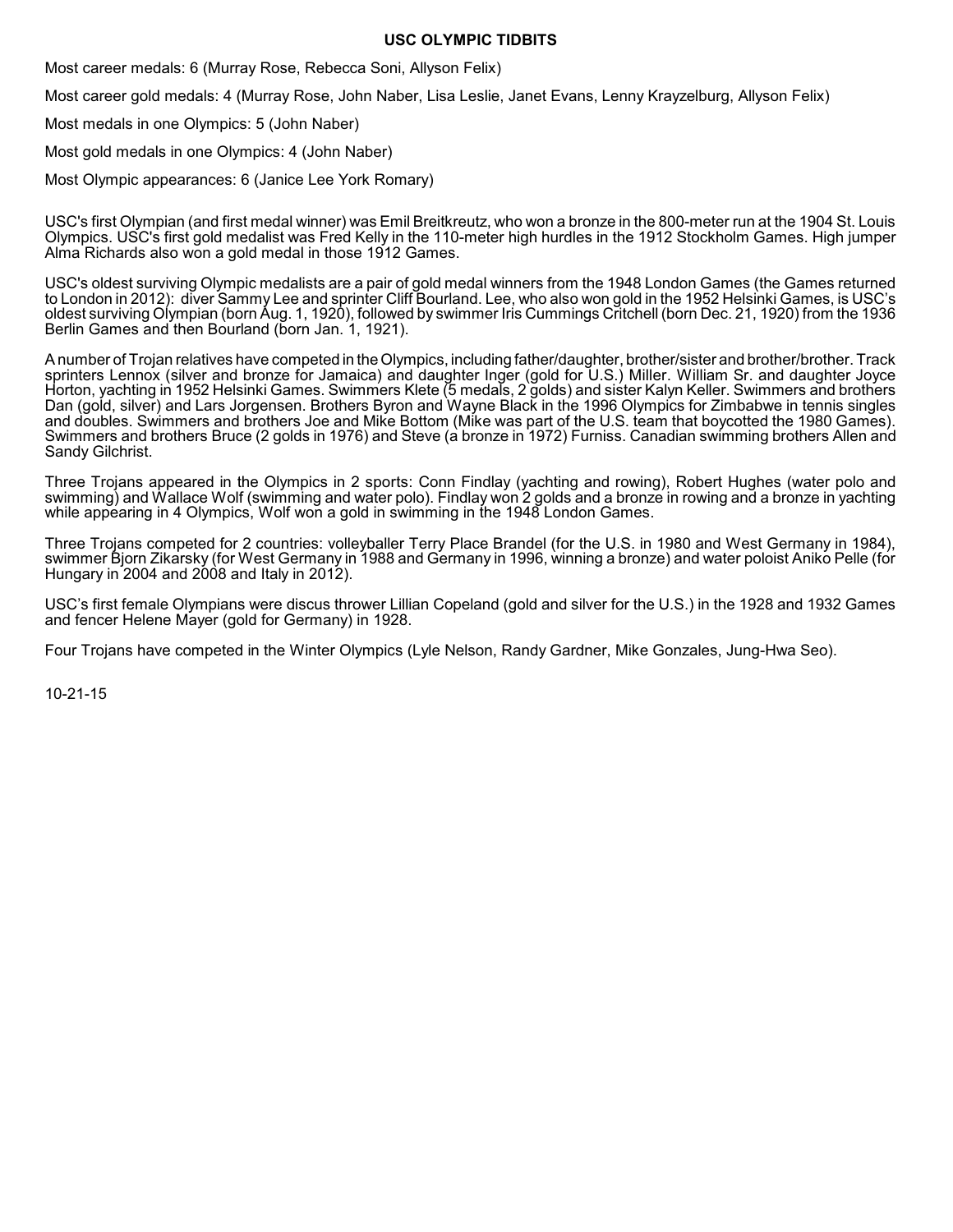## USC OLYMPIC TIDBITS

Most career medals: 6 (Murray Rose, Rebecca Soni, Allyson Felix)

Most career gold medals: 4 (Murray Rose, John Naber, Lisa Leslie, Janet Evans, Lenny Krayzelburg, Allyson Felix)

Most medals in one Olympics: 5 (John Naber)

Most gold medals in one Olympics: 4 (John Naber)

Most Olympic appearances: 6 (Janice Lee York Romary)

USC's first Olympian (and first medal winner) was Emil Breitkreutz, who won a bronze in the 800-meter run at the 1904 St. Louis Olympics. USC's first gold medalist was Fred Kelly in the 110-meter high hurdles in the 1912 Stockholm Games. High jumper Alma Richards also won a gold medal in those 1912 Games.

USC's oldest surviving Olympic medalists are a pair of gold medal winners from the 1948 London Games (the Games returned to London in 2012): diver Sammy Lee and sprinter Cliff Bourland. Lee, who also won gold in the 1952 Helsinki Games, is USC's oldest surviving Olympian (born Aug. 1, 1920), followed by swimmer Iris Cummings Critchell (born Dec. 21, 1920) from the 1936 Berlin Games and then Bourland (born Jan. 1, 1921).

A number of Trojan relatives have competed in the Olympics, including father/daughter, brother/sister and brother/brother. Track sprinters Lennox (silver and bronze for Jamaica) and daughter Inger (gold for U.S.) Miller. William Sr. and daughter Joyce Horton, yachting in 1952 Helsinki Games. Swimmers Klete (5 medals, 2 golds) and sister Kalyn Keller. Swimmers and brothers Dan (gold, silver) and Lars Jorgensen. Brothers Byron and Wayne Black in the 1996 Olympics for Zimbabwe in tennis singles and doubles. Swimmers and brothers Joe and Mike Bottom (Mike was part of the U.S. team that boycotted the 1980 Games). Swimmers and brothers Bruce (2 golds in 1976) and Steve (a bronze in 1972) Furniss. Canadian swimming brothers Allen and Sandy Gilchrist.

Three Trojans appeared in the Olympics in 2 sports: Conn Findlay (yachting and rowing), Robert Hughes (water polo and swimming) and Wallace Wolf (swimming and water polo). Findlay won 2 golds and a bronze in rowing and a bronze in yachting while appearing in 4 Olympics, Wolf won a gold in swimming in the 1948 London Games.

Three Trojans competed for 2 countries: volleyballer Terry Place Brandel (for the U.S. in 1980 and West Germany in 1984), swimmer Bjorn Zikarsky (for West Germany in 1988 and Germany in 1996, winning a bronze) and water poloist Aniko Pelle (for Hungary in 2004 and 2008 and Italy in 2012).

USC's first female Olympians were discus thrower Lillian Copeland (gold and silver for the U.S.) in the 1928 and 1932 Games and fencer Helene Mayer (gold for Germany) in 1928.

Four Trojans have competed in the Winter Olympics (Lyle Nelson, Randy Gardner, Mike Gonzales, Jung-Hwa Seo).

10-21-15